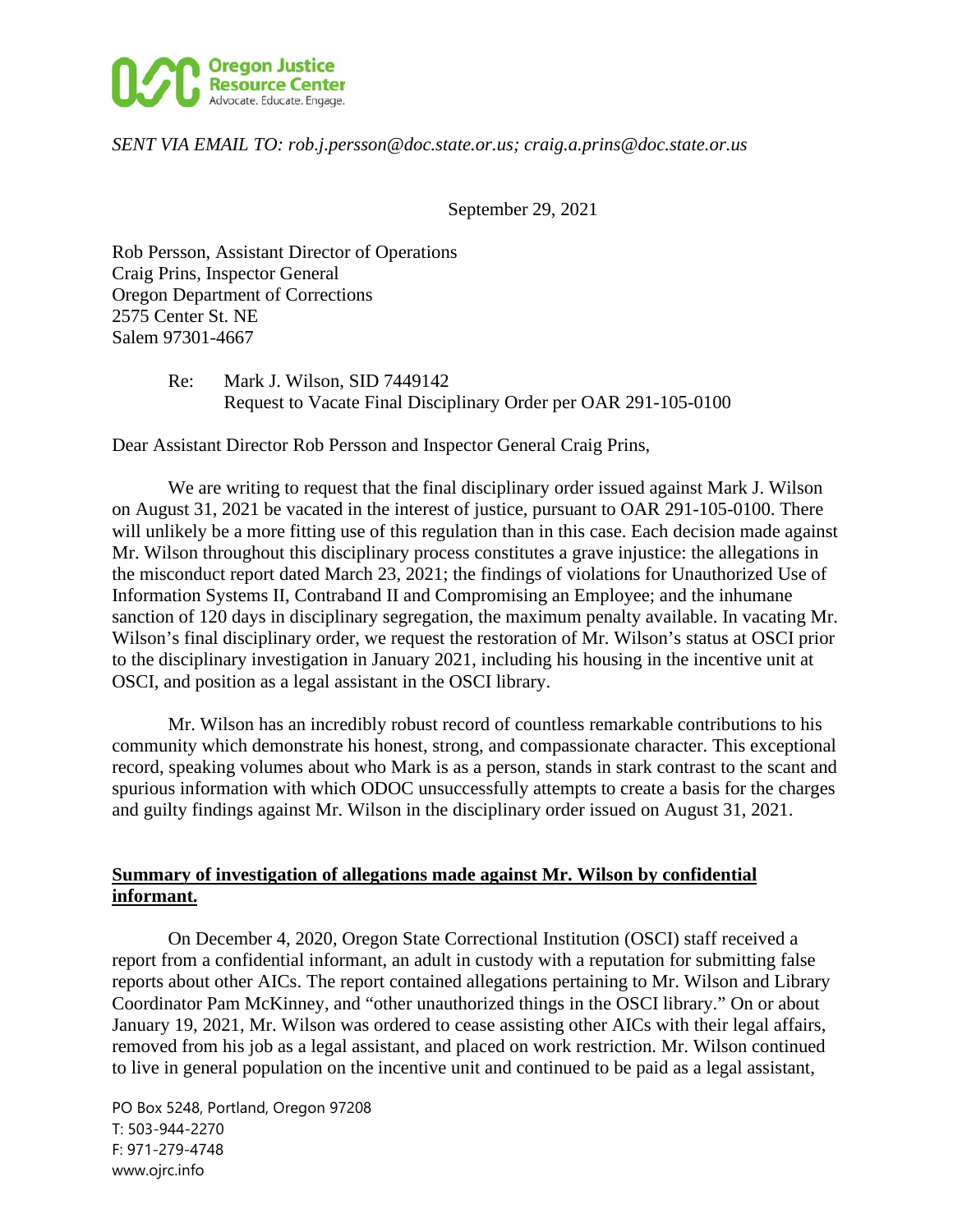**Oregon Justice Resource Center**
Advocate. Educate. Engage.

*SENT VIA EMAIL TO: rob.j.persson@doc.state.or.us; craig.a.prins@doc.state.or.us*

September 29, 2021

Rob Persson, Assistant Director of Operations
Craig Prins, Inspector General
Oregon Department of Corrections
2575 Center St. NE
Salem 97301-4667

Re: Mark J. Wilson, SID 7449142
Request to Vacate Final Disciplinary Order per OAR 291-105-0100

Dear Assistant Director Rob Persson and Inspector General Craig Prins,

We are writing to request that the final disciplinary order issued against Mark J. Wilson on August 31, 2021 be vacated in the interest of justice, pursuant to OAR 291-105-0100. There will unlikely be a more fitting use of this regulation than in this case. Each decision made against Mr. Wilson throughout this disciplinary process constitutes a grave injustice: the allegations in the misconduct report dated March 23, 2021; the findings of violations for Unauthorized Use of Information Systems II, Contraband II and Compromising an Employee; and the inhumane sanction of 120 days in disciplinary segregation, the maximum penalty available. In vacating Mr. Wilson's final disciplinary order, we request the restoration of Mr. Wilson's status at OSCI prior to the disciplinary investigation in January 2021, including his housing in the incentive unit at OSCI, and position as a legal assistant in the OSCI library.

Mr. Wilson has an incredibly robust record of countless remarkable contributions to his community which demonstrate his honest, strong, and compassionate character. This exceptional record, speaking volumes about who Mark is as a person, stands in stark contrast to the scant and spurious information with which ODOC unsuccessfully attempts to create a basis for the charges and guilty findings against Mr. Wilson in the disciplinary order issued on August 31, 2021.

**Summary of investigation of allegations made against Mr. Wilson by confidential informant.**

On December 4, 2020, Oregon State Correctional Institution (OSCI) staff received a report from a confidential informant, an adult in custody with a reputation for submitting false reports about other AICs. The report contained allegations pertaining to Mr. Wilson and Library Coordinator Pam McKinney, and "other unauthorized things in the OSCI library." On or about January 19, 2021, Mr. Wilson was ordered to cease assisting other AICs with their legal affairs, removed from his job as a legal assistant, and placed on work restriction. Mr. Wilson continued to live in general population on the incentive unit and continued to be paid as a legal assistant,

PO Box 5248, Portland, Oregon 97208
T: 503-944-2270
F: 971-279-4748
www.ojrc.info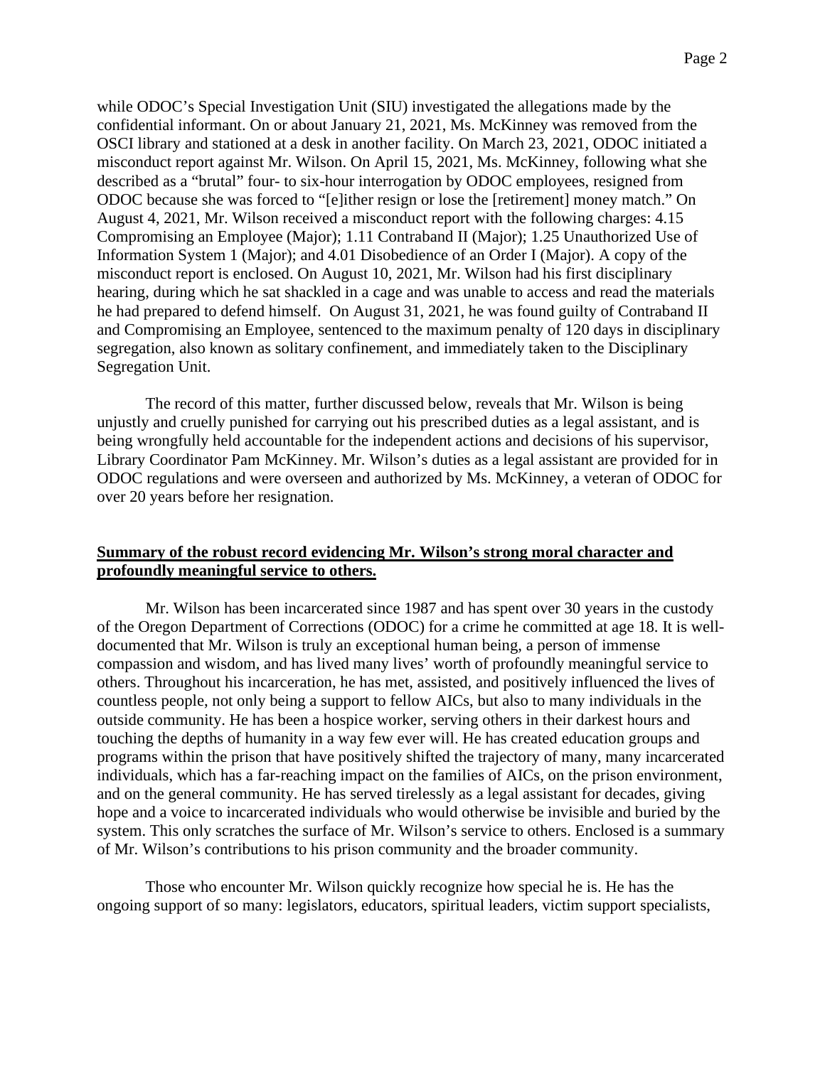while ODOC's Special Investigation Unit (SIU) investigated the allegations made by the confidential informant. On or about January 21, 2021, Ms. McKinney was removed from the OSCI library and stationed at a desk in another facility. On March 23, 2021, ODOC initiated a misconduct report against Mr. Wilson. On April 15, 2021, Ms. McKinney, following what she described as a "brutal" four- to six-hour interrogation by ODOC employees, resigned from ODOC because she was forced to "[e]ither resign or lose the [retirement] money match." On August 4, 2021, Mr. Wilson received a misconduct report with the following charges: 4.15 Compromising an Employee (Major); 1.11 Contraband II (Major); 1.25 Unauthorized Use of Information System 1 (Major); and 4.01 Disobedience of an Order I (Major). A copy of the misconduct report is enclosed. On August 10, 2021, Mr. Wilson had his first disciplinary hearing, during which he sat shackled in a cage and was unable to access and read the materials he had prepared to defend himself. On August 31, 2021, he was found guilty of Contraband II and Compromising an Employee, sentenced to the maximum penalty of 120 days in disciplinary segregation, also known as solitary confinement, and immediately taken to the Disciplinary Segregation Unit.

The record of this matter, further discussed below, reveals that Mr. Wilson is being unjustly and cruelly punished for carrying out his prescribed duties as a legal assistant, and is being wrongfully held accountable for the independent actions and decisions of his supervisor, Library Coordinator Pam McKinney. Mr. Wilson's duties as a legal assistant are provided for in ODOC regulations and were overseen and authorized by Ms. McKinney, a veteran of ODOC for over 20 years before her resignation.

**Summary of the robust record evidencing Mr. Wilson's strong moral character and profoundly meaningful service to others.**

Mr. Wilson has been incarcerated since 1987 and has spent over 30 years in the custody of the Oregon Department of Corrections (ODOC) for a crime he committed at age 18. It is well-documented that Mr. Wilson is truly an exceptional human being, a person of immense compassion and wisdom, and has lived many lives' worth of profoundly meaningful service to others. Throughout his incarceration, he has met, assisted, and positively influenced the lives of countless people, not only being a support to fellow AICs, but also to many individuals in the outside community. He has been a hospice worker, serving others in their darkest hours and touching the depths of humanity in a way few ever will. He has created education groups and programs within the prison that have positively shifted the trajectory of many, many incarcerated individuals, which has a far-reaching impact on the families of AICs, on the prison environment, and on the general community. He has served tirelessly as a legal assistant for decades, giving hope and a voice to incarcerated individuals who would otherwise be invisible and buried by the system. This only scratches the surface of Mr. Wilson's service to others. Enclosed is a summary of Mr. Wilson's contributions to his prison community and the broader community.

Those who encounter Mr. Wilson quickly recognize how special he is. He has the ongoing support of so many: legislators, educators, spiritual leaders, victim support specialists,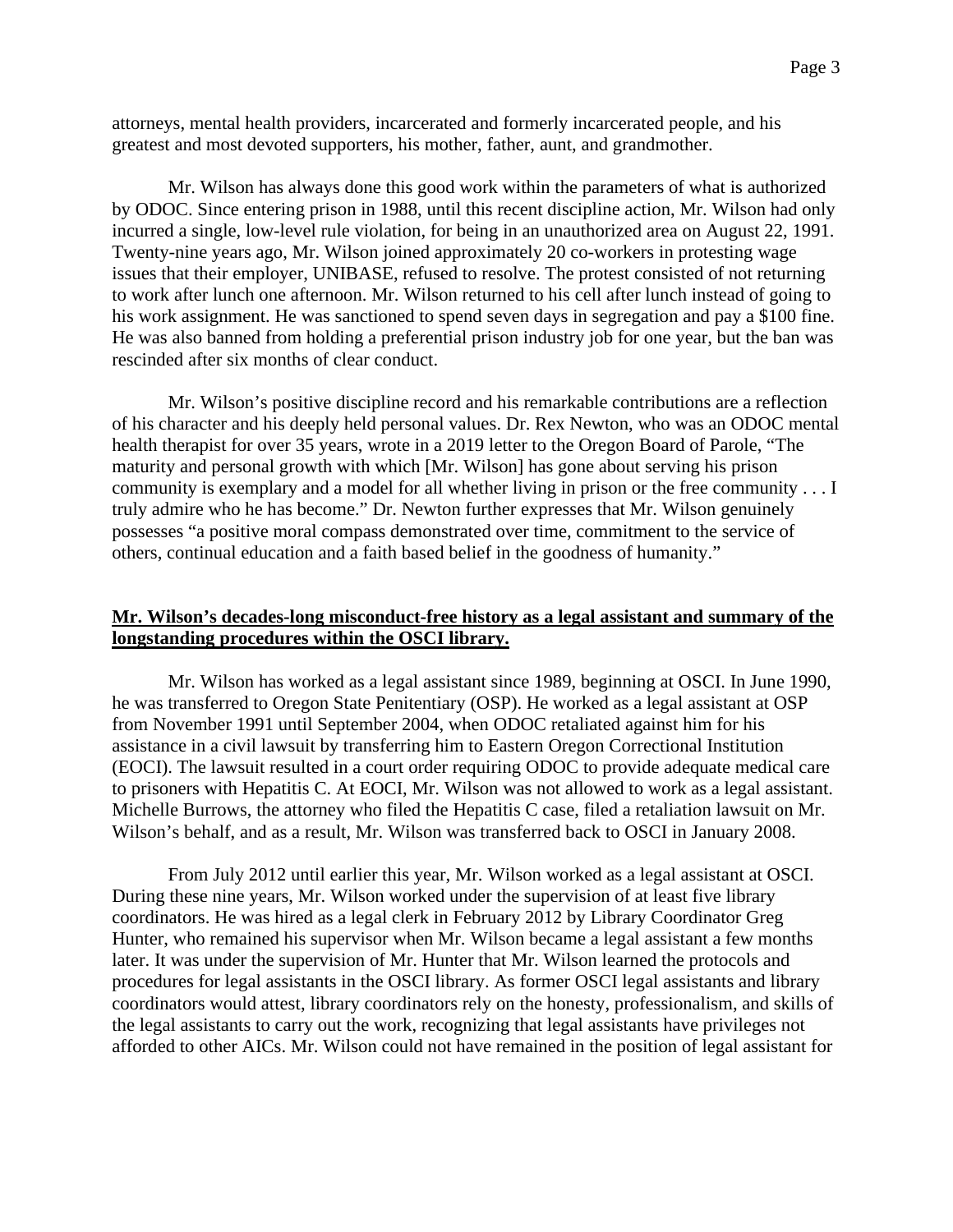attorneys, mental health providers, incarcerated and formerly incarcerated people, and his greatest and most devoted supporters, his mother, father, aunt, and grandmother.

Mr. Wilson has always done this good work within the parameters of what is authorized by ODOC. Since entering prison in 1988, until this recent discipline action, Mr. Wilson had only incurred a single, low-level rule violation, for being in an unauthorized area on August 22, 1991. Twenty-nine years ago, Mr. Wilson joined approximately 20 co-workers in protesting wage issues that their employer, UNIBASE, refused to resolve. The protest consisted of not returning to work after lunch one afternoon. Mr. Wilson returned to his cell after lunch instead of going to his work assignment. He was sanctioned to spend seven days in segregation and pay a $100 fine. He was also banned from holding a preferential prison industry job for one year, but the ban was rescinded after six months of clear conduct.

Mr. Wilson's positive discipline record and his remarkable contributions are a reflection of his character and his deeply held personal values. Dr. Rex Newton, who was an ODOC mental health therapist for over 35 years, wrote in a 2019 letter to the Oregon Board of Parole, "The maturity and personal growth with which [Mr. Wilson] has gone about serving his prison community is exemplary and a model for all whether living in prison or the free community . . . I truly admire who he has become." Dr. Newton further expresses that Mr. Wilson genuinely possesses "a positive moral compass demonstrated over time, commitment to the service of others, continual education and a faith based belief in the goodness of humanity."

**<u>Mr. Wilson's decades-long misconduct-free history as a legal assistant and summary of the longstanding procedures within the OSCI library.</u>**

Mr. Wilson has worked as a legal assistant since 1989, beginning at OSCI. In June 1990, he was transferred to Oregon State Penitentiary (OSP). He worked as a legal assistant at OSP from November 1991 until September 2004, when ODOC retaliated against him for his assistance in a civil lawsuit by transferring him to Eastern Oregon Correctional Institution (EOCI). The lawsuit resulted in a court order requiring ODOC to provide adequate medical care to prisoners with Hepatitis C. At EOCI, Mr. Wilson was not allowed to work as a legal assistant. Michelle Burrows, the attorney who filed the Hepatitis C case, filed a retaliation lawsuit on Mr. Wilson's behalf, and as a result, Mr. Wilson was transferred back to OSCI in January 2008.

From July 2012 until earlier this year, Mr. Wilson worked as a legal assistant at OSCI. During these nine years, Mr. Wilson worked under the supervision of at least five library coordinators. He was hired as a legal clerk in February 2012 by Library Coordinator Greg Hunter, who remained his supervisor when Mr. Wilson became a legal assistant a few months later. It was under the supervision of Mr. Hunter that Mr. Wilson learned the protocols and procedures for legal assistants in the OSCI library. As former OSCI legal assistants and library coordinators would attest, library coordinators rely on the honesty, professionalism, and skills of the legal assistants to carry out the work, recognizing that legal assistants have privileges not afforded to other AICs. Mr. Wilson could not have remained in the position of legal assistant for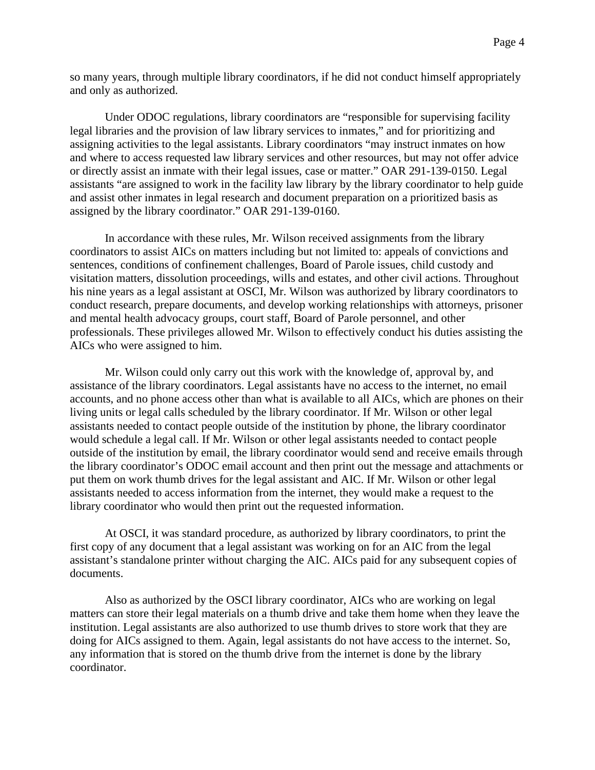so many years, through multiple library coordinators, if he did not conduct himself appropriately and only as authorized.

Under ODOC regulations, library coordinators are "responsible for supervising facility legal libraries and the provision of law library services to inmates," and for prioritizing and assigning activities to the legal assistants. Library coordinators "may instruct inmates on how and where to access requested law library services and other resources, but may not offer advice or directly assist an inmate with their legal issues, case or matter." OAR 291-139-0150. Legal assistants "are assigned to work in the facility law library by the library coordinator to help guide and assist other inmates in legal research and document preparation on a prioritized basis as assigned by the library coordinator." OAR 291-139-0160.

In accordance with these rules, Mr. Wilson received assignments from the library coordinators to assist AICs on matters including but not limited to: appeals of convictions and sentences, conditions of confinement challenges, Board of Parole issues, child custody and visitation matters, dissolution proceedings, wills and estates, and other civil actions. Throughout his nine years as a legal assistant at OSCI, Mr. Wilson was authorized by library coordinators to conduct research, prepare documents, and develop working relationships with attorneys, prisoner and mental health advocacy groups, court staff, Board of Parole personnel, and other professionals. These privileges allowed Mr. Wilson to effectively conduct his duties assisting the AICs who were assigned to him.

Mr. Wilson could only carry out this work with the knowledge of, approval by, and assistance of the library coordinators. Legal assistants have no access to the internet, no email accounts, and no phone access other than what is available to all AICs, which are phones on their living units or legal calls scheduled by the library coordinator. If Mr. Wilson or other legal assistants needed to contact people outside of the institution by phone, the library coordinator would schedule a legal call. If Mr. Wilson or other legal assistants needed to contact people outside of the institution by email, the library coordinator would send and receive emails through the library coordinator's ODOC email account and then print out the message and attachments or put them on work thumb drives for the legal assistant and AIC. If Mr. Wilson or other legal assistants needed to access information from the internet, they would make a request to the library coordinator who would then print out the requested information.

At OSCI, it was standard procedure, as authorized by library coordinators, to print the first copy of any document that a legal assistant was working on for an AIC from the legal assistant's standalone printer without charging the AIC. AICs paid for any subsequent copies of documents.

Also as authorized by the OSCI library coordinator, AICs who are working on legal matters can store their legal materials on a thumb drive and take them home when they leave the institution. Legal assistants are also authorized to use thumb drives to store work that they are doing for AICs assigned to them. Again, legal assistants do not have access to the internet. So, any information that is stored on the thumb drive from the internet is done by the library coordinator.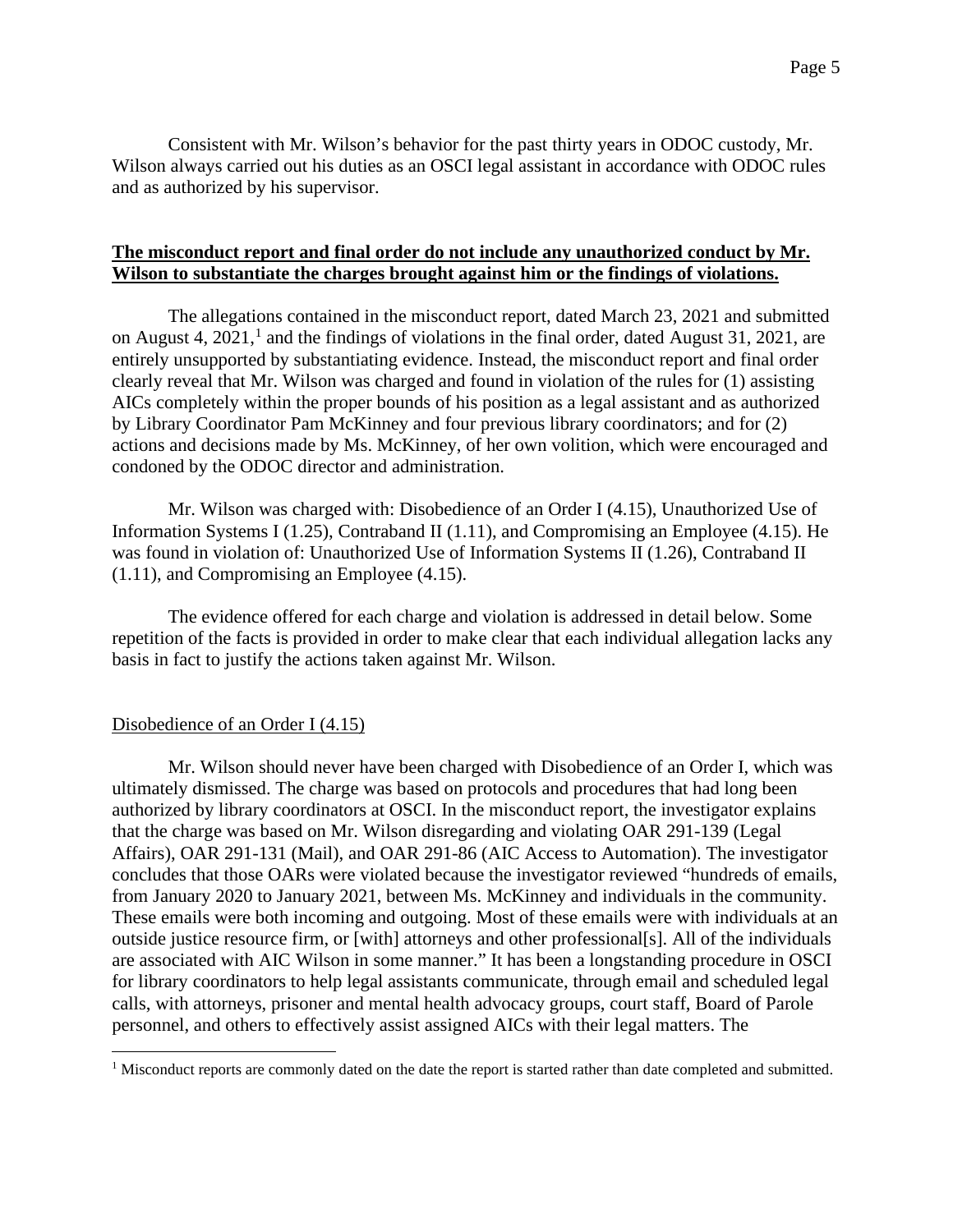Consistent with Mr. Wilson's behavior for the past thirty years in ODOC custody, Mr. Wilson always carried out his duties as an OSCI legal assistant in accordance with ODOC rules and as authorized by his supervisor.

**The misconduct report and final order do not include any unauthorized conduct by Mr. Wilson to substantiate the charges brought against him or the findings of violations.**

The allegations contained in the misconduct report, dated March 23, 2021 and submitted on August 4, 2021,[1] and the findings of violations in the final order, dated August 31, 2021, are entirely unsupported by substantiating evidence. Instead, the misconduct report and final order clearly reveal that Mr. Wilson was charged and found in violation of the rules for (1) assisting AICs completely within the proper bounds of his position as a legal assistant and as authorized by Library Coordinator Pam McKinney and four previous library coordinators; and for (2) actions and decisions made by Ms. McKinney, of her own volition, which were encouraged and condoned by the ODOC director and administration.

Mr. Wilson was charged with: Disobedience of an Order I (4.15), Unauthorized Use of Information Systems I (1.25), Contraband II (1.11), and Compromising an Employee (4.15). He was found in violation of: Unauthorized Use of Information Systems II (1.26), Contraband II (1.11), and Compromising an Employee (4.15).

The evidence offered for each charge and violation is addressed in detail below. Some repetition of the facts is provided in order to make clear that each individual allegation lacks any basis in fact to justify the actions taken against Mr. Wilson.

<u>Disobedience of an Order I (4.15)</u>

Mr. Wilson should never have been charged with Disobedience of an Order I, which was ultimately dismissed. The charge was based on protocols and procedures that had long been authorized by library coordinators at OSCI. In the misconduct report, the investigator explains that the charge was based on Mr. Wilson disregarding and violating OAR 291-139 (Legal Affairs), OAR 291-131 (Mail), and OAR 291-86 (AIC Access to Automation). The investigator concludes that those OARs were violated because the investigator reviewed "hundreds of emails, from January 2020 to January 2021, between Ms. McKinney and individuals in the community. These emails were both incoming and outgoing. Most of these emails were with individuals at an outside justice resource firm, or [with] attorneys and other professional[s]. All of the individuals are associated with AIC Wilson in some manner." It has been a longstanding procedure in OSCI for library coordinators to help legal assistants communicate, through email and scheduled legal calls, with attorneys, prisoner and mental health advocacy groups, court staff, Board of Parole personnel, and others to effectively assist assigned AICs with their legal matters. The

[1] Misconduct reports are commonly dated on the date the report is started rather than date completed and submitted.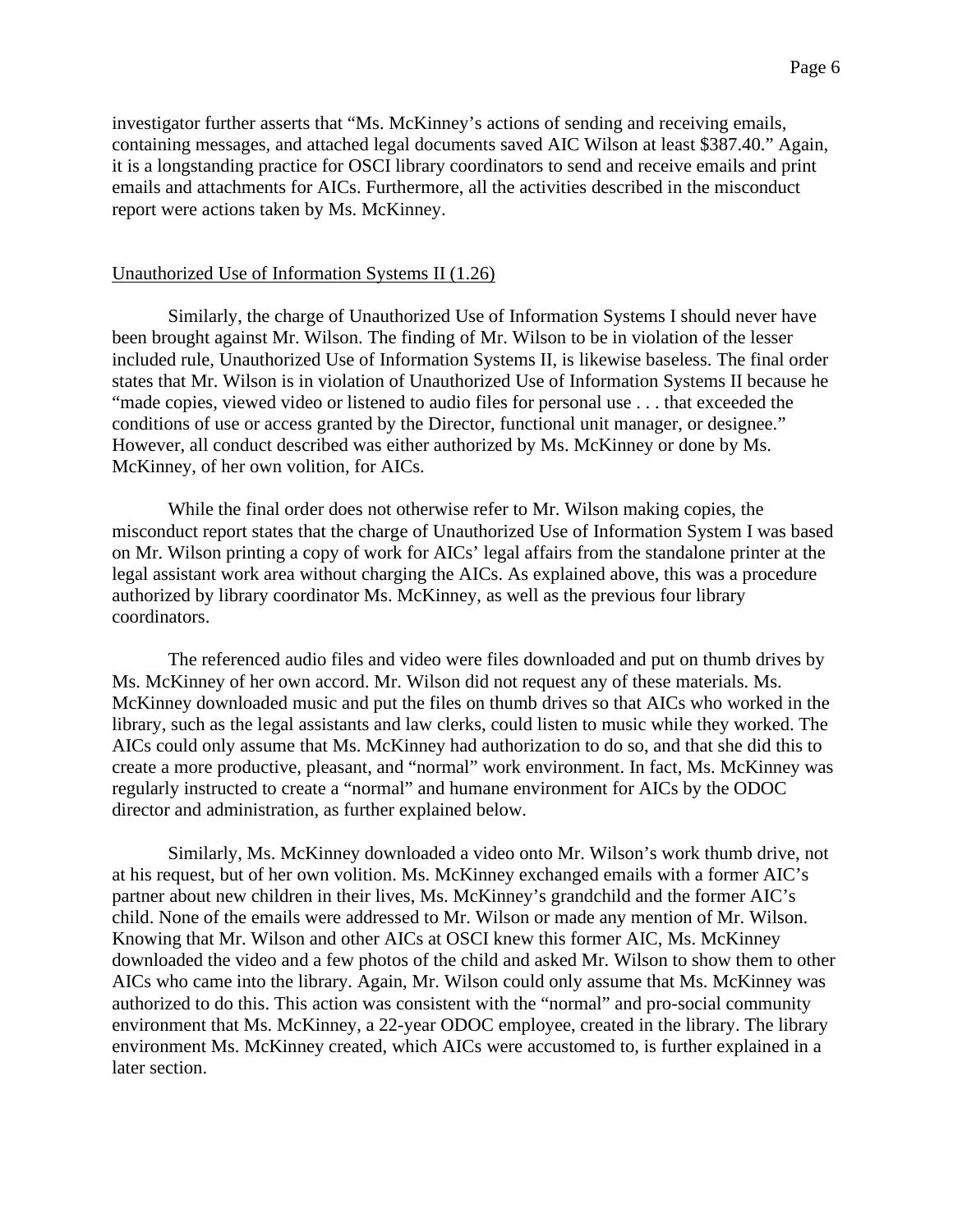investigator further asserts that "Ms. McKinney's actions of sending and receiving emails, containing messages, and attached legal documents saved AIC Wilson at least $387.40." Again, it is a longstanding practice for OSCI library coordinators to send and receive emails and print emails and attachments for AICs. Furthermore, all the activities described in the misconduct report were actions taken by Ms. McKinney.

<u>Unauthorized Use of Information Systems II (1.26)</u>

Similarly, the charge of Unauthorized Use of Information Systems I should never have been brought against Mr. Wilson. The finding of Mr. Wilson to be in violation of the lesser included rule, Unauthorized Use of Information Systems II, is likewise baseless. The final order states that Mr. Wilson is in violation of Unauthorized Use of Information Systems II because he "made copies, viewed video or listened to audio files for personal use . . . that exceeded the conditions of use or access granted by the Director, functional unit manager, or designee." However, all conduct described was either authorized by Ms. McKinney or done by Ms. McKinney, of her own volition, for AICs.

While the final order does not otherwise refer to Mr. Wilson making copies, the misconduct report states that the charge of Unauthorized Use of Information System I was based on Mr. Wilson printing a copy of work for AICs' legal affairs from the standalone printer at the legal assistant work area without charging the AICs. As explained above, this was a procedure authorized by library coordinator Ms. McKinney, as well as the previous four library coordinators.

The referenced audio files and video were files downloaded and put on thumb drives by Ms. McKinney of her own accord. Mr. Wilson did not request any of these materials. Ms. McKinney downloaded music and put the files on thumb drives so that AICs who worked in the library, such as the legal assistants and law clerks, could listen to music while they worked. The AICs could only assume that Ms. McKinney had authorization to do so, and that she did this to create a more productive, pleasant, and "normal" work environment. In fact, Ms. McKinney was regularly instructed to create a "normal" and humane environment for AICs by the ODOC director and administration, as further explained below.

Similarly, Ms. McKinney downloaded a video onto Mr. Wilson's work thumb drive, not at his request, but of her own volition. Ms. McKinney exchanged emails with a former AIC's partner about new children in their lives, Ms. McKinney's grandchild and the former AIC's child. None of the emails were addressed to Mr. Wilson or made any mention of Mr. Wilson. Knowing that Mr. Wilson and other AICs at OSCI knew this former AIC, Ms. McKinney downloaded the video and a few photos of the child and asked Mr. Wilson to show them to other AICs who came into the library. Again, Mr. Wilson could only assume that Ms. McKinney was authorized to do this. This action was consistent with the "normal" and pro-social community environment that Ms. McKinney, a 22-year ODOC employee, created in the library. The library environment Ms. McKinney created, which AICs were accustomed to, is further explained in a later section.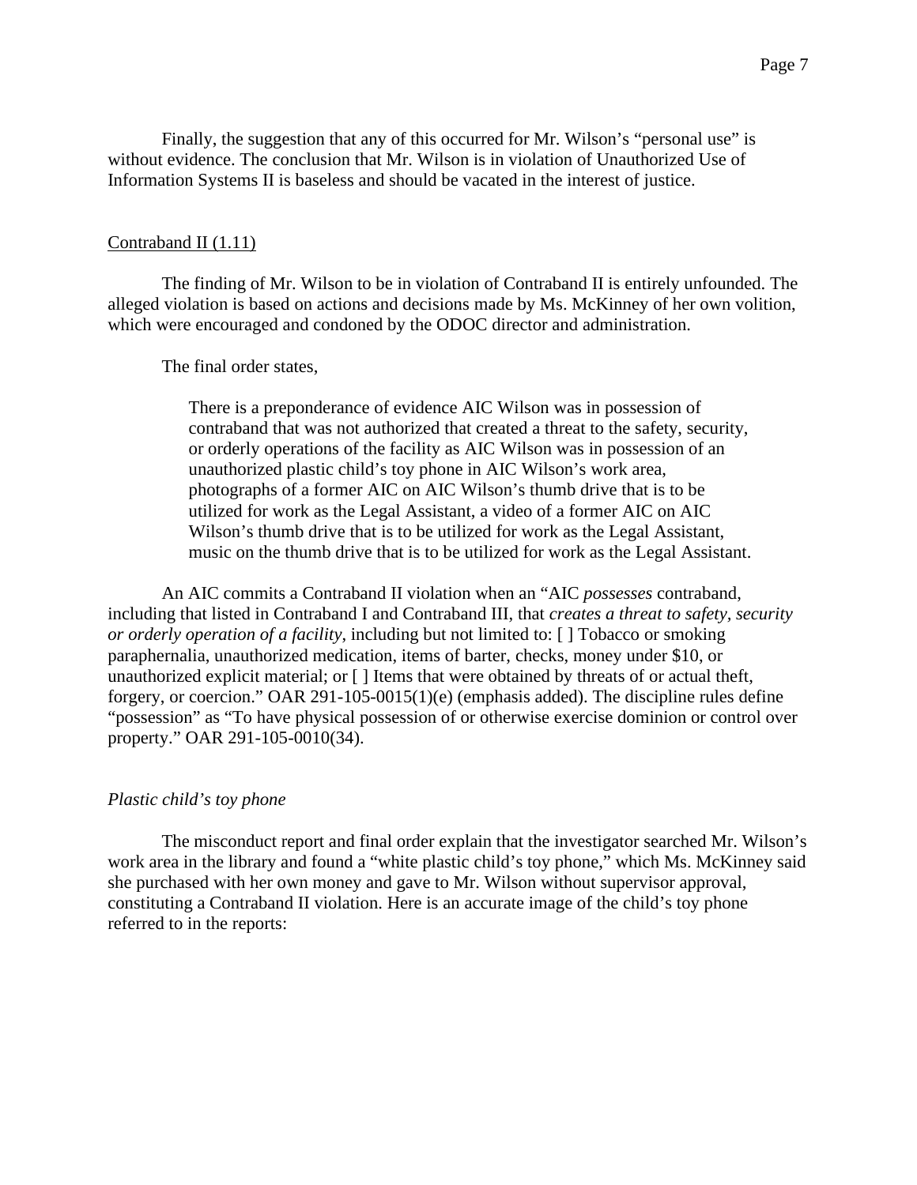Finally, the suggestion that any of this occurred for Mr. Wilson's "personal use" is without evidence. The conclusion that Mr. Wilson is in violation of Unauthorized Use of Information Systems II is baseless and should be vacated in the interest of justice.

<u>Contraband II (1.11)</u>

The finding of Mr. Wilson to be in violation of Contraband II is entirely unfounded. The alleged violation is based on actions and decisions made by Ms. McKinney of her own volition, which were encouraged and condoned by the ODOC director and administration.

The final order states,

> There is a preponderance of evidence AIC Wilson was in possession of contraband that was not authorized that created a threat to the safety, security, or orderly operations of the facility as AIC Wilson was in possession of an unauthorized plastic child's toy phone in AIC Wilson's work area, photographs of a former AIC on AIC Wilson's thumb drive that is to be utilized for work as the Legal Assistant, a video of a former AIC on AIC Wilson's thumb drive that is to be utilized for work as the Legal Assistant, music on the thumb drive that is to be utilized for work as the Legal Assistant.

An AIC commits a Contraband II violation when an "AIC *possesses* contraband, including that listed in Contraband I and Contraband III, that *creates a threat to safety, security or orderly operation of a facility*, including but not limited to: [ ] Tobacco or smoking paraphernalia, unauthorized medication, items of barter, checks, money under $10, or unauthorized explicit material; or [ ] Items that were obtained by threats of or actual theft, forgery, or coercion." OAR 291-105-0015(1)(e) (emphasis added). The discipline rules define "possession" as "To have physical possession of or otherwise exercise dominion or control over property." OAR 291-105-0010(34).

*Plastic child's toy phone*

The misconduct report and final order explain that the investigator searched Mr. Wilson's work area in the library and found a "white plastic child's toy phone," which Ms. McKinney said she purchased with her own money and gave to Mr. Wilson without supervisor approval, constituting a Contraband II violation. Here is an accurate image of the child's toy phone referred to in the reports: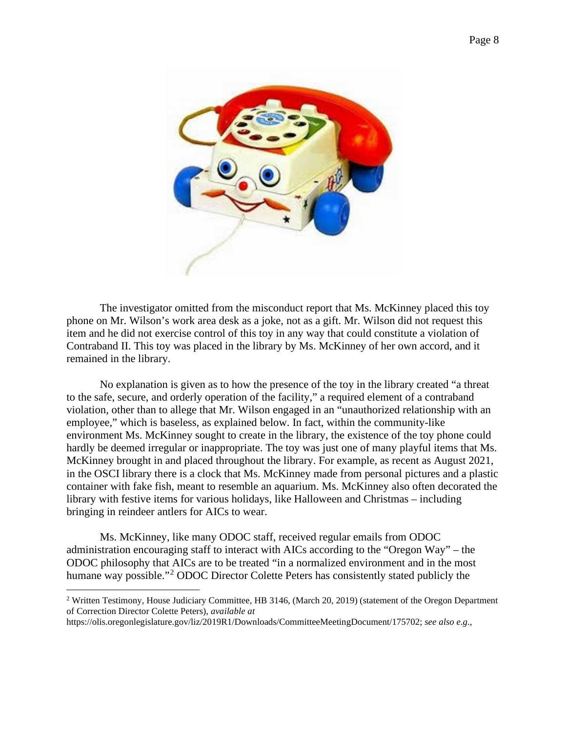The investigator omitted from the misconduct report that Ms. McKinney placed this toy phone on Mr. Wilson's work area desk as a joke, not as a gift. Mr. Wilson did not request this item and he did not exercise control of this toy in any way that could constitute a violation of Contraband II. This toy was placed in the library by Ms. McKinney of her own accord, and it remained in the library.

No explanation is given as to how the presence of the toy in the library created "a threat to the safe, secure, and orderly operation of the facility," a required element of a contraband violation, other than to allege that Mr. Wilson engaged in an "unauthorized relationship with an employee," which is baseless, as explained below. In fact, within the community-like environment Ms. McKinney sought to create in the library, the existence of the toy phone could hardly be deemed irregular or inappropriate. The toy was just one of many playful items that Ms. McKinney brought in and placed throughout the library. For example, as recent as August 2021, in the OSCI library there is a clock that Ms. McKinney made from personal pictures and a plastic container with fake fish, meant to resemble an aquarium. Ms. McKinney also often decorated the library with festive items for various holidays, like Halloween and Christmas – including bringing in reindeer antlers for AICs to wear.

Ms. McKinney, like many ODOC staff, received regular emails from ODOC administration encouraging staff to interact with AICs according to the "Oregon Way" – the ODOC philosophy that AICs are to be treated "in a normalized environment and in the most humane way possible."[2] ODOC Director Colette Peters has consistently stated publicly the

[2] Written Testimony, House Judiciary Committee, HB 3146, (March 20, 2019) (statement of the Oregon Department of Correction Director Colette Peters), *available at* https://olis.oregonlegislature.gov/liz/2019R1/Downloads/CommitteeMeetingDocument/175702; *see also e.g.*,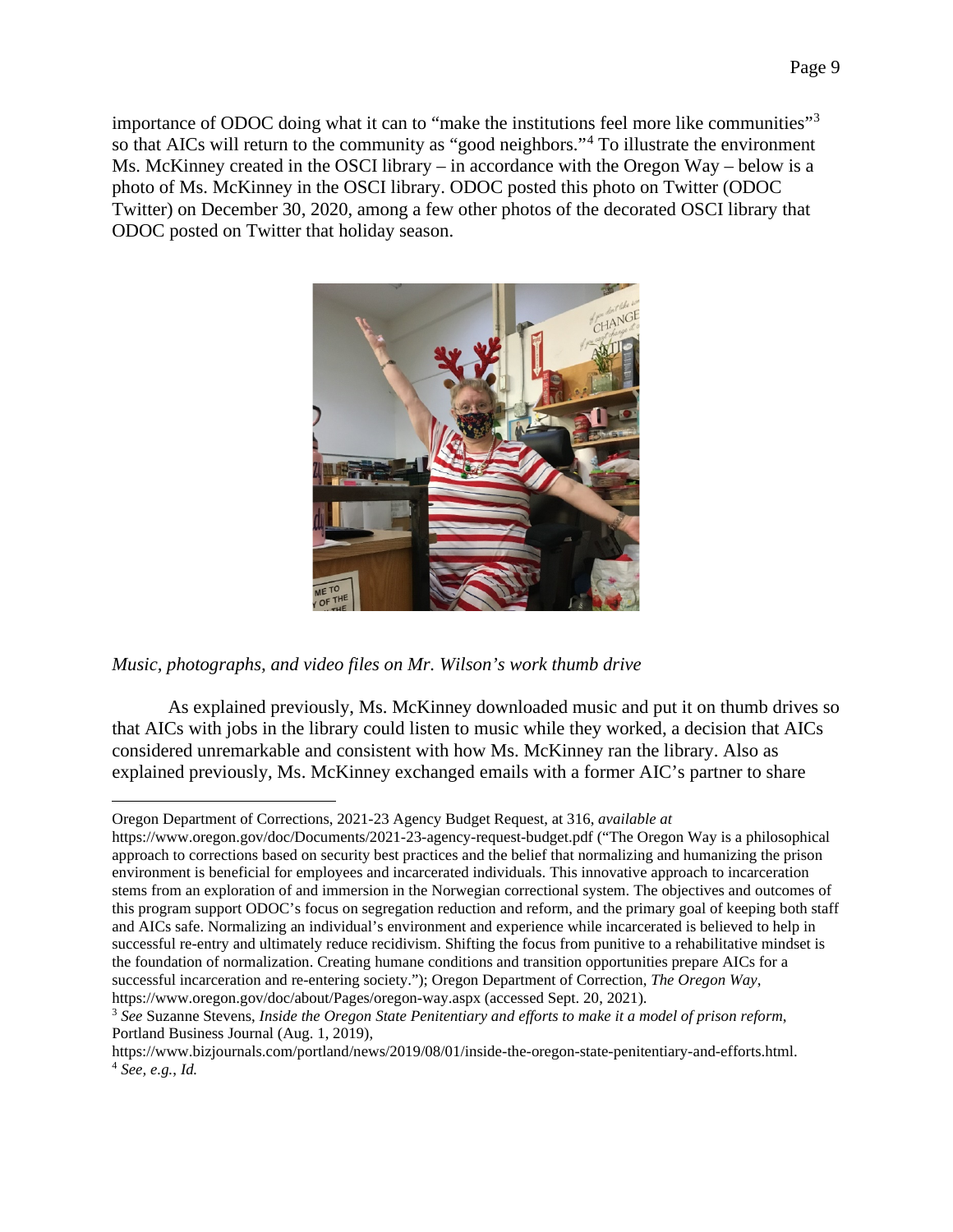importance of ODOC doing what it can to "make the institutions feel more like communities"[3] so that AICs will return to the community as "good neighbors."[4] To illustrate the environment Ms. McKinney created in the OSCI library – in accordance with the Oregon Way – below is a photo of Ms. McKinney in the OSCI library. ODOC posted this photo on Twitter (ODOC Twitter) on December 30, 2020, among a few other photos of the decorated OSCI library that ODOC posted on Twitter that holiday season.

*Music, photographs, and video files on Mr. Wilson's work thumb drive*

As explained previously, Ms. McKinney downloaded music and put it on thumb drives so that AICs with jobs in the library could listen to music while they worked, a decision that AICs considered unremarkable and consistent with how Ms. McKinney ran the library. Also as explained previously, Ms. McKinney exchanged emails with a former AIC's partner to share

---

Oregon Department of Corrections, 2021-23 Agency Budget Request, at 316, *available at* https://www.oregon.gov/doc/Documents/2021-23-agency-request-budget.pdf ("The Oregon Way is a philosophical approach to corrections based on security best practices and the belief that normalizing and humanizing the prison environment is beneficial for employees and incarcerated individuals. This innovative approach to incarceration stems from an exploration of and immersion in the Norwegian correctional system. The objectives and outcomes of this program support ODOC's focus on segregation reduction and reform, and the primary goal of keeping both staff and AICs safe. Normalizing an individual's environment and experience while incarcerated is believed to help in successful re-entry and ultimately reduce recidivism. Shifting the focus from punitive to a rehabilitative mindset is the foundation of normalization. Creating humane conditions and transition opportunities prepare AICs for a successful incarceration and re-entering society."); Oregon Department of Correction, *The Oregon Way*, https://www.oregon.gov/doc/about/Pages/oregon-way.aspx (accessed Sept. 20, 2021).

[3] *See* Suzanne Stevens, *Inside the Oregon State Penitentiary and efforts to make it a model of prison reform*, Portland Business Journal (Aug. 1, 2019), https://www.bizjournals.com/portland/news/2019/08/01/inside-the-oregon-state-penitentiary-and-efforts.html.

[4] *See, e.g.*, *Id.*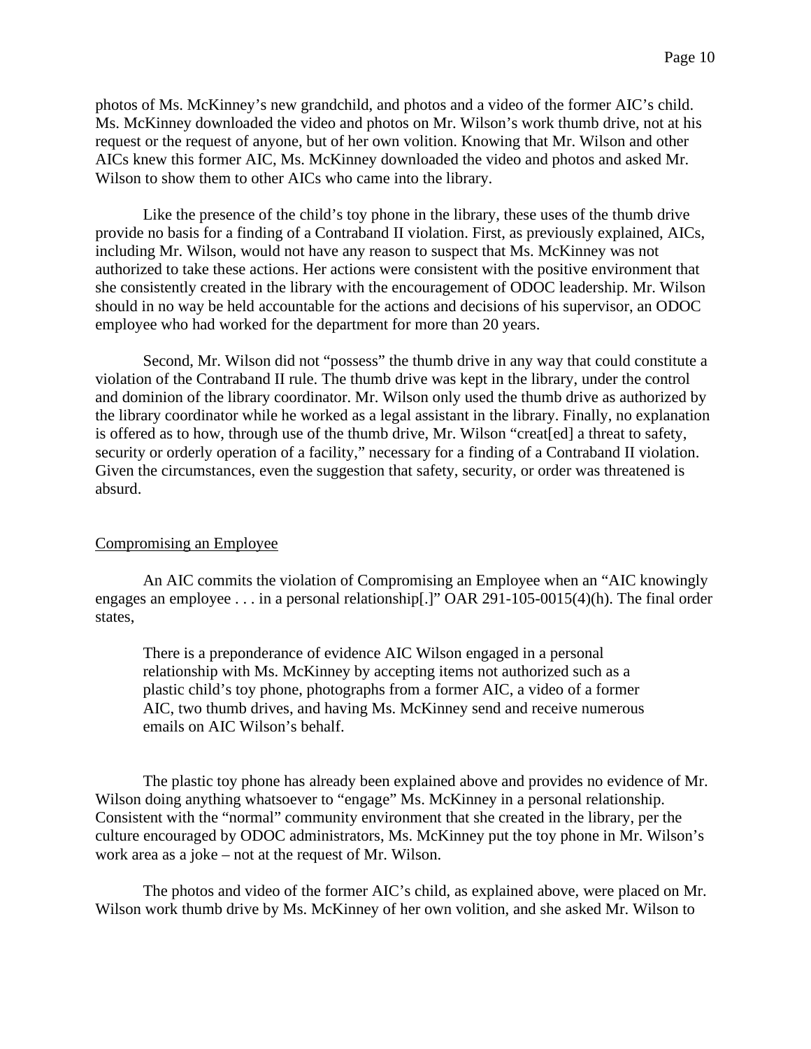photos of Ms. McKinney's new grandchild, and photos and a video of the former AIC's child. Ms. McKinney downloaded the video and photos on Mr. Wilson's work thumb drive, not at his request or the request of anyone, but of her own volition. Knowing that Mr. Wilson and other AICs knew this former AIC, Ms. McKinney downloaded the video and photos and asked Mr. Wilson to show them to other AICs who came into the library.

Like the presence of the child's toy phone in the library, these uses of the thumb drive provide no basis for a finding of a Contraband II violation. First, as previously explained, AICs, including Mr. Wilson, would not have any reason to suspect that Ms. McKinney was not authorized to take these actions. Her actions were consistent with the positive environment that she consistently created in the library with the encouragement of ODOC leadership. Mr. Wilson should in no way be held accountable for the actions and decisions of his supervisor, an ODOC employee who had worked for the department for more than 20 years.

Second, Mr. Wilson did not "possess" the thumb drive in any way that could constitute a violation of the Contraband II rule. The thumb drive was kept in the library, under the control and dominion of the library coordinator. Mr. Wilson only used the thumb drive as authorized by the library coordinator while he worked as a legal assistant in the library. Finally, no explanation is offered as to how, through use of the thumb drive, Mr. Wilson "creat[ed] a threat to safety, security or orderly operation of a facility," necessary for a finding of a Contraband II violation. Given the circumstances, even the suggestion that safety, security, or order was threatened is absurd.

<u>Compromising an Employee</u>

An AIC commits the violation of Compromising an Employee when an "AIC knowingly engages an employee . . . in a personal relationship[.]" OAR 291-105-0015(4)(h). The final order states,

> There is a preponderance of evidence AIC Wilson engaged in a personal relationship with Ms. McKinney by accepting items not authorized such as a plastic child's toy phone, photographs from a former AIC, a video of a former AIC, two thumb drives, and having Ms. McKinney send and receive numerous emails on AIC Wilson's behalf.

The plastic toy phone has already been explained above and provides no evidence of Mr. Wilson doing anything whatsoever to "engage" Ms. McKinney in a personal relationship. Consistent with the "normal" community environment that she created in the library, per the culture encouraged by ODOC administrators, Ms. McKinney put the toy phone in Mr. Wilson's work area as a joke – not at the request of Mr. Wilson.

The photos and video of the former AIC's child, as explained above, were placed on Mr. Wilson work thumb drive by Ms. McKinney of her own volition, and she asked Mr. Wilson to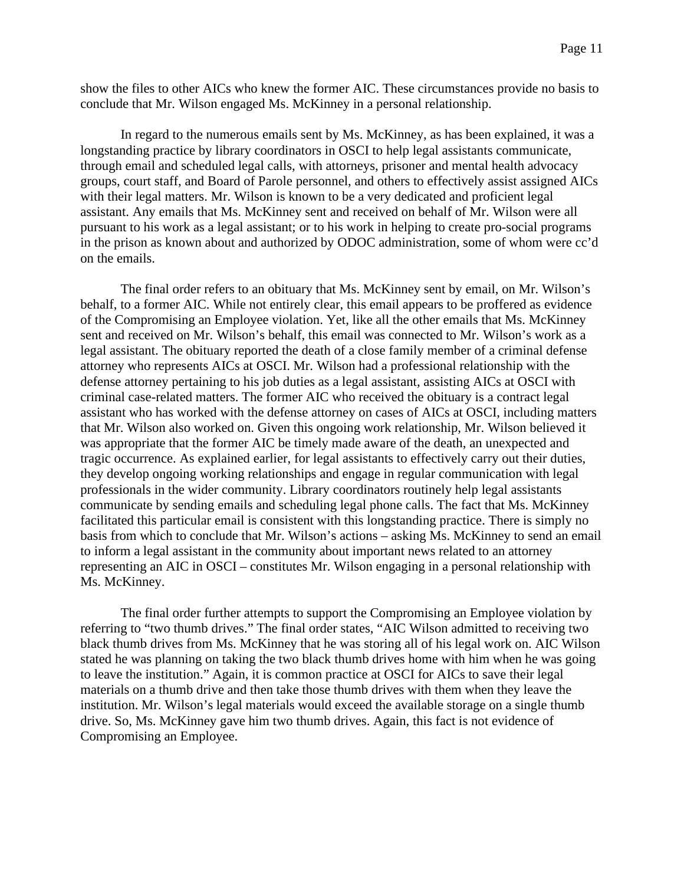show the files to other AICs who knew the former AIC. These circumstances provide no basis to conclude that Mr. Wilson engaged Ms. McKinney in a personal relationship.

In regard to the numerous emails sent by Ms. McKinney, as has been explained, it was a longstanding practice by library coordinators in OSCI to help legal assistants communicate, through email and scheduled legal calls, with attorneys, prisoner and mental health advocacy groups, court staff, and Board of Parole personnel, and others to effectively assist assigned AICs with their legal matters. Mr. Wilson is known to be a very dedicated and proficient legal assistant. Any emails that Ms. McKinney sent and received on behalf of Mr. Wilson were all pursuant to his work as a legal assistant; or to his work in helping to create pro-social programs in the prison as known about and authorized by ODOC administration, some of whom were cc'd on the emails.

The final order refers to an obituary that Ms. McKinney sent by email, on Mr. Wilson's behalf, to a former AIC. While not entirely clear, this email appears to be proffered as evidence of the Compromising an Employee violation. Yet, like all the other emails that Ms. McKinney sent and received on Mr. Wilson's behalf, this email was connected to Mr. Wilson's work as a legal assistant. The obituary reported the death of a close family member of a criminal defense attorney who represents AICs at OSCI. Mr. Wilson had a professional relationship with the defense attorney pertaining to his job duties as a legal assistant, assisting AICs at OSCI with criminal case-related matters. The former AIC who received the obituary is a contract legal assistant who has worked with the defense attorney on cases of AICs at OSCI, including matters that Mr. Wilson also worked on. Given this ongoing work relationship, Mr. Wilson believed it was appropriate that the former AIC be timely made aware of the death, an unexpected and tragic occurrence. As explained earlier, for legal assistants to effectively carry out their duties, they develop ongoing working relationships and engage in regular communication with legal professionals in the wider community. Library coordinators routinely help legal assistants communicate by sending emails and scheduling legal phone calls. The fact that Ms. McKinney facilitated this particular email is consistent with this longstanding practice. There is simply no basis from which to conclude that Mr. Wilson's actions – asking Ms. McKinney to send an email to inform a legal assistant in the community about important news related to an attorney representing an AIC in OSCI – constitutes Mr. Wilson engaging in a personal relationship with Ms. McKinney.

The final order further attempts to support the Compromising an Employee violation by referring to "two thumb drives." The final order states, "AIC Wilson admitted to receiving two black thumb drives from Ms. McKinney that he was storing all of his legal work on. AIC Wilson stated he was planning on taking the two black thumb drives home with him when he was going to leave the institution." Again, it is common practice at OSCI for AICs to save their legal materials on a thumb drive and then take those thumb drives with them when they leave the institution. Mr. Wilson's legal materials would exceed the available storage on a single thumb drive. So, Ms. McKinney gave him two thumb drives. Again, this fact is not evidence of Compromising an Employee.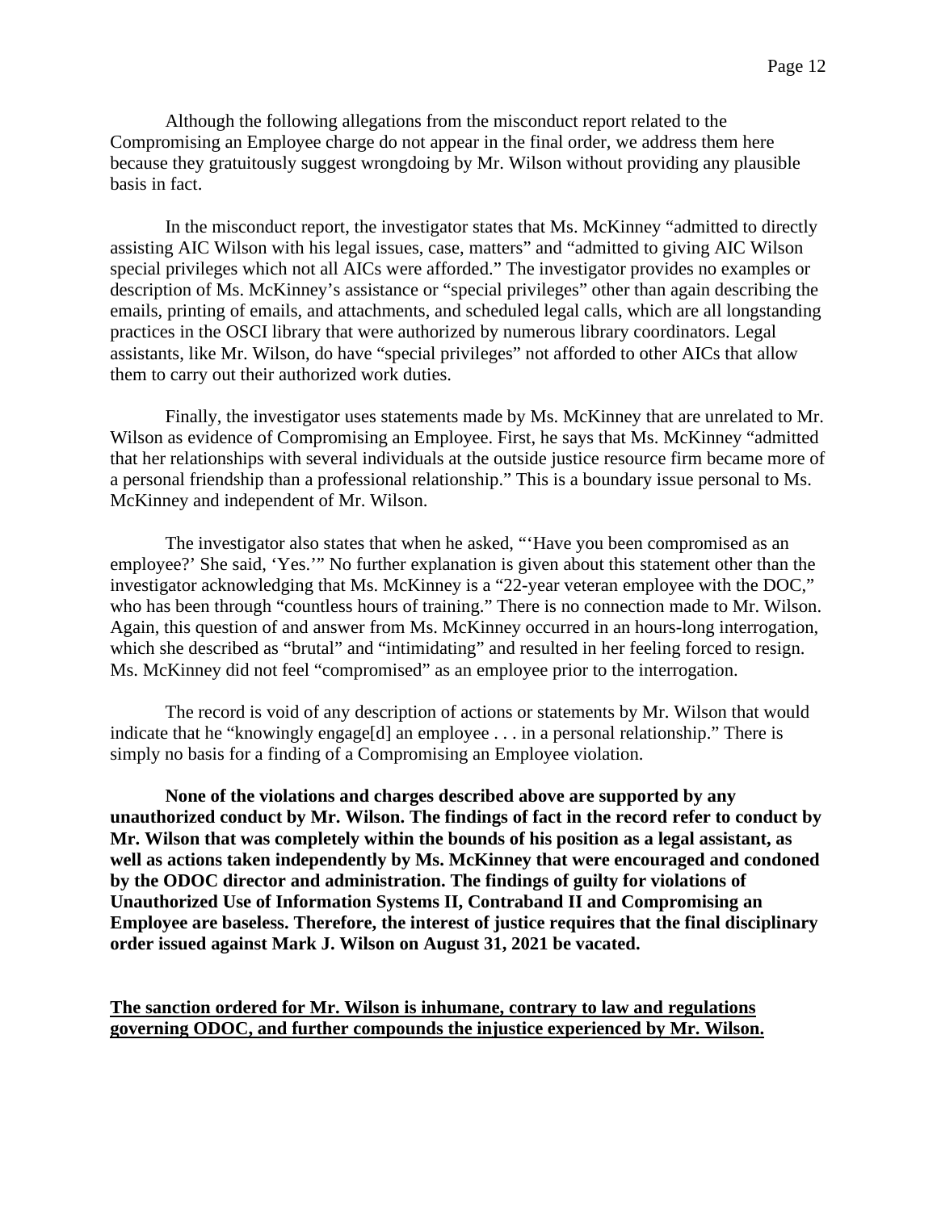Although the following allegations from the misconduct report related to the Compromising an Employee charge do not appear in the final order, we address them here because they gratuitously suggest wrongdoing by Mr. Wilson without providing any plausible basis in fact.

In the misconduct report, the investigator states that Ms. McKinney "admitted to directly assisting AIC Wilson with his legal issues, case, matters" and "admitted to giving AIC Wilson special privileges which not all AICs were afforded." The investigator provides no examples or description of Ms. McKinney's assistance or "special privileges" other than again describing the emails, printing of emails, and attachments, and scheduled legal calls, which are all longstanding practices in the OSCI library that were authorized by numerous library coordinators. Legal assistants, like Mr. Wilson, do have "special privileges" not afforded to other AICs that allow them to carry out their authorized work duties.

Finally, the investigator uses statements made by Ms. McKinney that are unrelated to Mr. Wilson as evidence of Compromising an Employee. First, he says that Ms. McKinney "admitted that her relationships with several individuals at the outside justice resource firm became more of a personal friendship than a professional relationship." This is a boundary issue personal to Ms. McKinney and independent of Mr. Wilson.

The investigator also states that when he asked, "'Have you been compromised as an employee?' She said, 'Yes.'" No further explanation is given about this statement other than the investigator acknowledging that Ms. McKinney is a "22-year veteran employee with the DOC," who has been through "countless hours of training." There is no connection made to Mr. Wilson. Again, this question of and answer from Ms. McKinney occurred in an hours-long interrogation, which she described as "brutal" and "intimidating" and resulted in her feeling forced to resign. Ms. McKinney did not feel "compromised" as an employee prior to the interrogation.

The record is void of any description of actions or statements by Mr. Wilson that would indicate that he "knowingly engage[d] an employee . . . in a personal relationship." There is simply no basis for a finding of a Compromising an Employee violation.

**None of the violations and charges described above are supported by any unauthorized conduct by Mr. Wilson. The findings of fact in the record refer to conduct by Mr. Wilson that was completely within the bounds of his position as a legal assistant, as well as actions taken independently by Ms. McKinney that were encouraged and condoned by the ODOC director and administration. The findings of guilty for violations of Unauthorized Use of Information Systems II, Contraband II and Compromising an Employee are baseless. Therefore, the interest of justice requires that the final disciplinary order issued against Mark J. Wilson on August 31, 2021 be vacated.**

**<u>The sanction ordered for Mr. Wilson is inhumane, contrary to law and regulations governing ODOC, and further compounds the injustice experienced by Mr. Wilson.</u>**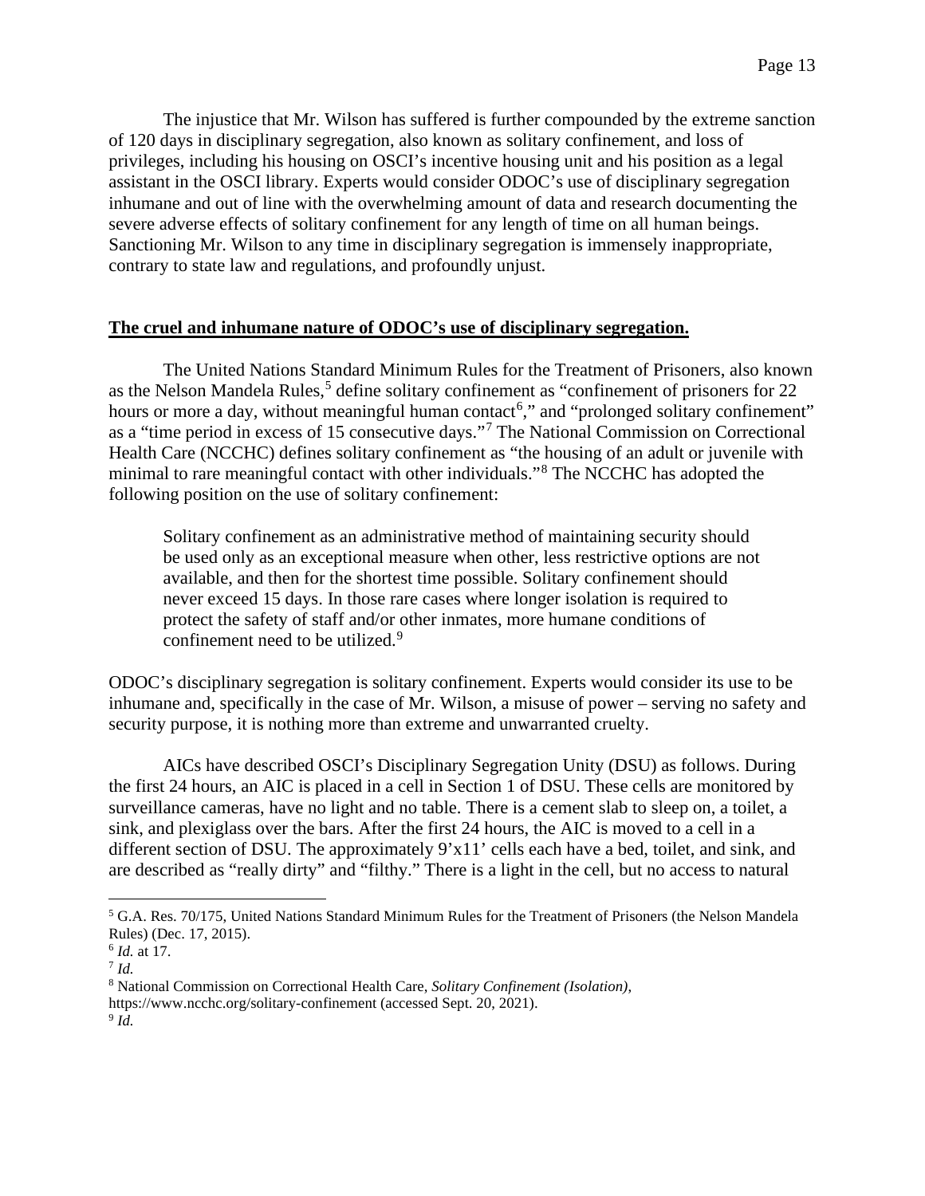The injustice that Mr. Wilson has suffered is further compounded by the extreme sanction of 120 days in disciplinary segregation, also known as solitary confinement, and loss of privileges, including his housing on OSCI's incentive housing unit and his position as a legal assistant in the OSCI library. Experts would consider ODOC's use of disciplinary segregation inhumane and out of line with the overwhelming amount of data and research documenting the severe adverse effects of solitary confinement for any length of time on all human beings. Sanctioning Mr. Wilson to any time in disciplinary segregation is immensely inappropriate, contrary to state law and regulations, and profoundly unjust.

**The cruel and inhumane nature of ODOC's use of disciplinary segregation.**

The United Nations Standard Minimum Rules for the Treatment of Prisoners, also known as the Nelson Mandela Rules,[5] define solitary confinement as "confinement of prisoners for 22 hours or more a day, without meaningful human contact[6]," and "prolonged solitary confinement" as a "time period in excess of 15 consecutive days."[7] The National Commission on Correctional Health Care (NCCHC) defines solitary confinement as "the housing of an adult or juvenile with minimal to rare meaningful contact with other individuals."[8] The NCCHC has adopted the following position on the use of solitary confinement:

> Solitary confinement as an administrative method of maintaining security should be used only as an exceptional measure when other, less restrictive options are not available, and then for the shortest time possible. Solitary confinement should never exceed 15 days. In those rare cases where longer isolation is required to protect the safety of staff and/or other inmates, more humane conditions of confinement need to be utilized.[9]

ODOC's disciplinary segregation is solitary confinement. Experts would consider its use to be inhumane and, specifically in the case of Mr. Wilson, a misuse of power – serving no safety and security purpose, it is nothing more than extreme and unwarranted cruelty.

AICs have described OSCI's Disciplinary Segregation Unity (DSU) as follows. During the first 24 hours, an AIC is placed in a cell in Section 1 of DSU. These cells are monitored by surveillance cameras, have no light and no table. There is a cement slab to sleep on, a toilet, a sink, and plexiglass over the bars. After the first 24 hours, the AIC is moved to a cell in a different section of DSU. The approximately 9'x11' cells each have a bed, toilet, and sink, and are described as "really dirty" and "filthy." There is a light in the cell, but no access to natural

---

[5] G.A. Res. 70/175, United Nations Standard Minimum Rules for the Treatment of Prisoners (the Nelson Mandela Rules) (Dec. 17, 2015).

[6] *Id.* at 17.

[7] *Id.*

[8] National Commission on Correctional Health Care, *Solitary Confinement (Isolation)*, https://www.ncchc.org/solitary-confinement (accessed Sept. 20, 2021).

[9] *Id.*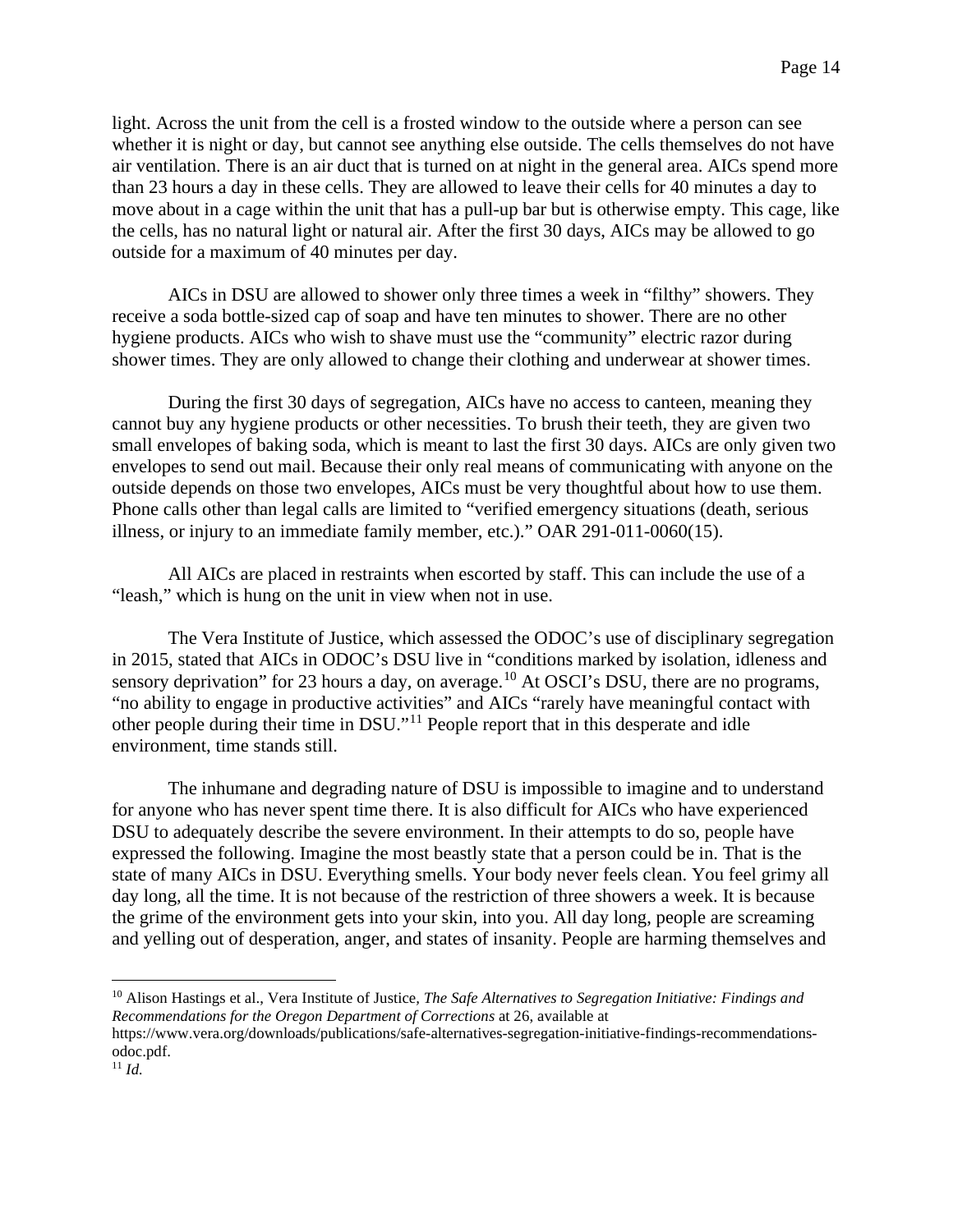light. Across the unit from the cell is a frosted window to the outside where a person can see whether it is night or day, but cannot see anything else outside. The cells themselves do not have air ventilation. There is an air duct that is turned on at night in the general area. AICs spend more than 23 hours a day in these cells. They are allowed to leave their cells for 40 minutes a day to move about in a cage within the unit that has a pull-up bar but is otherwise empty. This cage, like the cells, has no natural light or natural air. After the first 30 days, AICs may be allowed to go outside for a maximum of 40 minutes per day.

AICs in DSU are allowed to shower only three times a week in "filthy" showers. They receive a soda bottle-sized cap of soap and have ten minutes to shower. There are no other hygiene products. AICs who wish to shave must use the "community" electric razor during shower times. They are only allowed to change their clothing and underwear at shower times.

During the first 30 days of segregation, AICs have no access to canteen, meaning they cannot buy any hygiene products or other necessities. To brush their teeth, they are given two small envelopes of baking soda, which is meant to last the first 30 days. AICs are only given two envelopes to send out mail. Because their only real means of communicating with anyone on the outside depends on those two envelopes, AICs must be very thoughtful about how to use them. Phone calls other than legal calls are limited to "verified emergency situations (death, serious illness, or injury to an immediate family member, etc.)." OAR 291-011-0060(15).

All AICs are placed in restraints when escorted by staff. This can include the use of a "leash," which is hung on the unit in view when not in use.

The Vera Institute of Justice, which assessed the ODOC's use of disciplinary segregation in 2015, stated that AICs in ODOC's DSU live in "conditions marked by isolation, idleness and sensory deprivation" for 23 hours a day, on average.[10] At OSCI's DSU, there are no programs, "no ability to engage in productive activities" and AICs "rarely have meaningful contact with other people during their time in DSU."[11] People report that in this desperate and idle environment, time stands still.

The inhumane and degrading nature of DSU is impossible to imagine and to understand for anyone who has never spent time there. It is also difficult for AICs who have experienced DSU to adequately describe the severe environment. In their attempts to do so, people have expressed the following. Imagine the most beastly state that a person could be in. That is the state of many AICs in DSU. Everything smells. Your body never feels clean. You feel grimy all day long, all the time. It is not because of the restriction of three showers a week. It is because the grime of the environment gets into your skin, into you. All day long, people are screaming and yelling out of desperation, anger, and states of insanity. People are harming themselves and

---

[10] Alison Hastings et al., Vera Institute of Justice, *The Safe Alternatives to Segregation Initiative: Findings and Recommendations for the Oregon Department of Corrections* at 26, available at https://www.vera.org/downloads/publications/safe-alternatives-segregation-initiative-findings-recommendations-odoc.pdf.

[11] *Id.*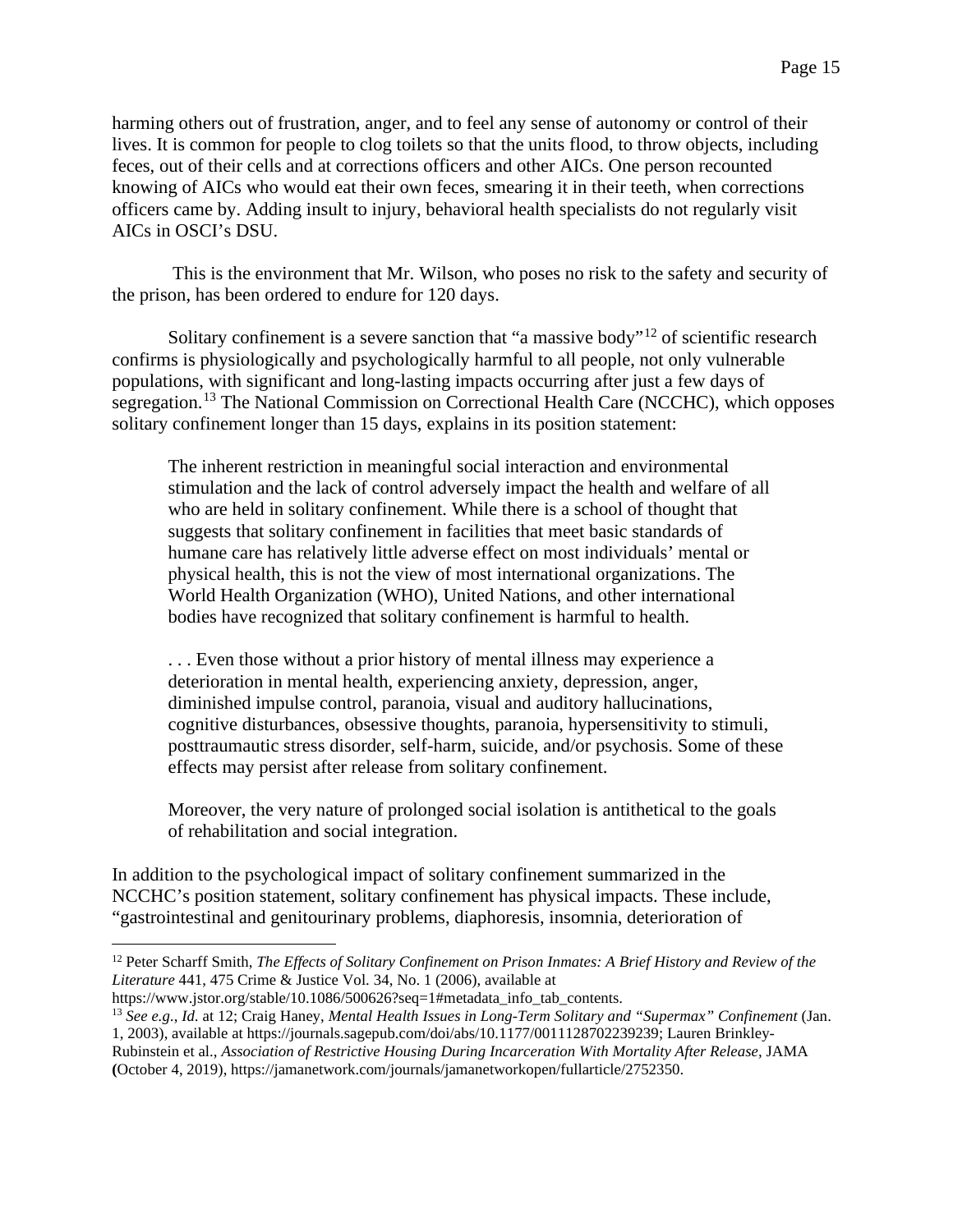harming others out of frustration, anger, and to feel any sense of autonomy or control of their lives. It is common for people to clog toilets so that the units flood, to throw objects, including feces, out of their cells and at corrections officers and other AICs. One person recounted knowing of AICs who would eat their own feces, smearing it in their teeth, when corrections officers came by. Adding insult to injury, behavioral health specialists do not regularly visit AICs in OSCI's DSU.

This is the environment that Mr. Wilson, who poses no risk to the safety and security of the prison, has been ordered to endure for 120 days.

Solitary confinement is a severe sanction that "a massive body"[12] of scientific research confirms is physiologically and psychologically harmful to all people, not only vulnerable populations, with significant and long-lasting impacts occurring after just a few days of segregation.[13] The National Commission on Correctional Health Care (NCCHC), which opposes solitary confinement longer than 15 days, explains in its position statement:

> The inherent restriction in meaningful social interaction and environmental stimulation and the lack of control adversely impact the health and welfare of all who are held in solitary confinement. While there is a school of thought that suggests that solitary confinement in facilities that meet basic standards of humane care has relatively little adverse effect on most individuals' mental or physical health, this is not the view of most international organizations. The World Health Organization (WHO), United Nations, and other international bodies have recognized that solitary confinement is harmful to health.
>
> . . . Even those without a prior history of mental illness may experience a deterioration in mental health, experiencing anxiety, depression, anger, diminished impulse control, paranoia, visual and auditory hallucinations, cognitive disturbances, obsessive thoughts, paranoia, hypersensitivity to stimuli, posttraumautic stress disorder, self-harm, suicide, and/or psychosis. Some of these effects may persist after release from solitary confinement.
>
> Moreover, the very nature of prolonged social isolation is antithetical to the goals of rehabilitation and social integration.

In addition to the psychological impact of solitary confinement summarized in the NCCHC's position statement, solitary confinement has physical impacts. These include, "gastrointestinal and genitourinary problems, diaphoresis, insomnia, deterioration of

---

[12] Peter Scharff Smith, *The Effects of Solitary Confinement on Prison Inmates: A Brief History and Review of the Literature* 441, 475 Crime & Justice Vol. 34, No. 1 (2006), available at https://www.jstor.org/stable/10.1086/500626?seq=1#metadata_info_tab_contents.

[13] *See e.g*., *Id.* at 12; Craig Haney, *Mental Health Issues in Long-Term Solitary and "Supermax" Confinement* (Jan. 1, 2003), available at https://journals.sagepub.com/doi/abs/10.1177/0011128702239239; Lauren Brinkley-Rubinstein et al., *Association of Restrictive Housing During Incarceration With Mortality After Release,* JAMA (October 4, 2019), https://jamanetwork.com/journals/jamanetworkopen/fullarticle/2752350.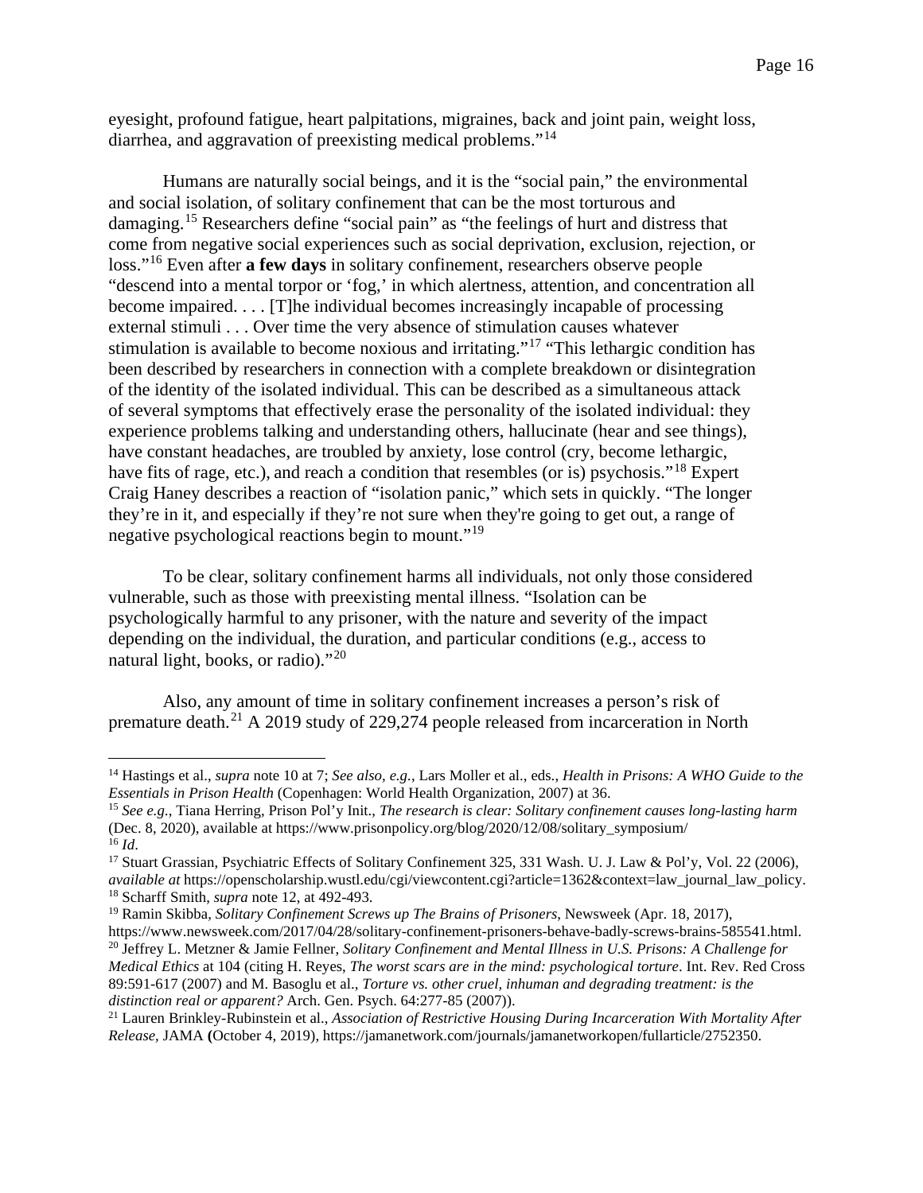eyesight, profound fatigue, heart palpitations, migraines, back and joint pain, weight loss, diarrhea, and aggravation of preexisting medical problems."[14]

Humans are naturally social beings, and it is the "social pain," the environmental and social isolation, of solitary confinement that can be the most torturous and damaging.[15] Researchers define "social pain" as "the feelings of hurt and distress that come from negative social experiences such as social deprivation, exclusion, rejection, or loss."[16] Even after **a few days** in solitary confinement, researchers observe people "descend into a mental torpor or 'fog,' in which alertness, attention, and concentration all become impaired. . . . [T]he individual becomes increasingly incapable of processing external stimuli . . . Over time the very absence of stimulation causes whatever stimulation is available to become noxious and irritating."[17] "This lethargic condition has been described by researchers in connection with a complete breakdown or disintegration of the identity of the isolated individual. This can be described as a simultaneous attack of several symptoms that effectively erase the personality of the isolated individual: they experience problems talking and understanding others, hallucinate (hear and see things), have constant headaches, are troubled by anxiety, lose control (cry, become lethargic, have fits of rage, etc.), and reach a condition that resembles (or is) psychosis."[18] Expert Craig Haney describes a reaction of "isolation panic," which sets in quickly. "The longer they're in it, and especially if they're not sure when they're going to get out, a range of negative psychological reactions begin to mount."[19]

To be clear, solitary confinement harms all individuals, not only those considered vulnerable, such as those with preexisting mental illness. "Isolation can be psychologically harmful to any prisoner, with the nature and severity of the impact depending on the individual, the duration, and particular conditions (e.g., access to natural light, books, or radio)."[20]

Also, any amount of time in solitary confinement increases a person's risk of premature death.[21] A 2019 study of 229,274 people released from incarceration in North

---

[14] Hastings et al., *supra* note 10 at 7; *See also, e.g.*, Lars Moller et al., eds., *Health in Prisons: A WHO Guide to the Essentials in Prison Health* (Copenhagen: World Health Organization, 2007) at 36.

[15] *See e.g.*, Tiana Herring, Prison Pol'y Init., *The research is clear: Solitary confinement causes long-lasting harm* (Dec. 8, 2020), available at https://www.prisonpolicy.org/blog/2020/12/08/solitary_symposium/

[16] *Id*.

[17] Stuart Grassian, Psychiatric Effects of Solitary Confinement 325, 331 Wash. U. J. Law & Pol'y, Vol. 22 (2006), *available at* https://openscholarship.wustl.edu/cgi/viewcontent.cgi?article=1362&context=law_journal_law_policy.

[18] Scharff Smith, *supra* note 12, at 492-493.

[19] Ramin Skibba, *Solitary Confinement Screws up The Brains of Prisoners*, Newsweek (Apr. 18, 2017), https://www.newsweek.com/2017/04/28/solitary-confinement-prisoners-behave-badly-screws-brains-585541.html.

[20] Jeffrey L. Metzner & Jamie Fellner, *Solitary Confinement and Mental Illness in U.S. Prisons: A Challenge for Medical Ethics* at 104 (citing H. Reyes, *The worst scars are in the mind: psychological torture*. Int. Rev. Red Cross 89:591-617 (2007) and M. Basoglu et al., *Torture vs. other cruel, inhuman and degrading treatment: is the distinction real or apparent?* Arch. Gen. Psych. 64:277-85 (2007)).

[21] Lauren Brinkley-Rubinstein et al., *Association of Restrictive Housing During Incarceration With Mortality After Release*, JAMA (October 4, 2019), https://jamanetwork.com/journals/jamanetworkopen/fullarticle/2752350.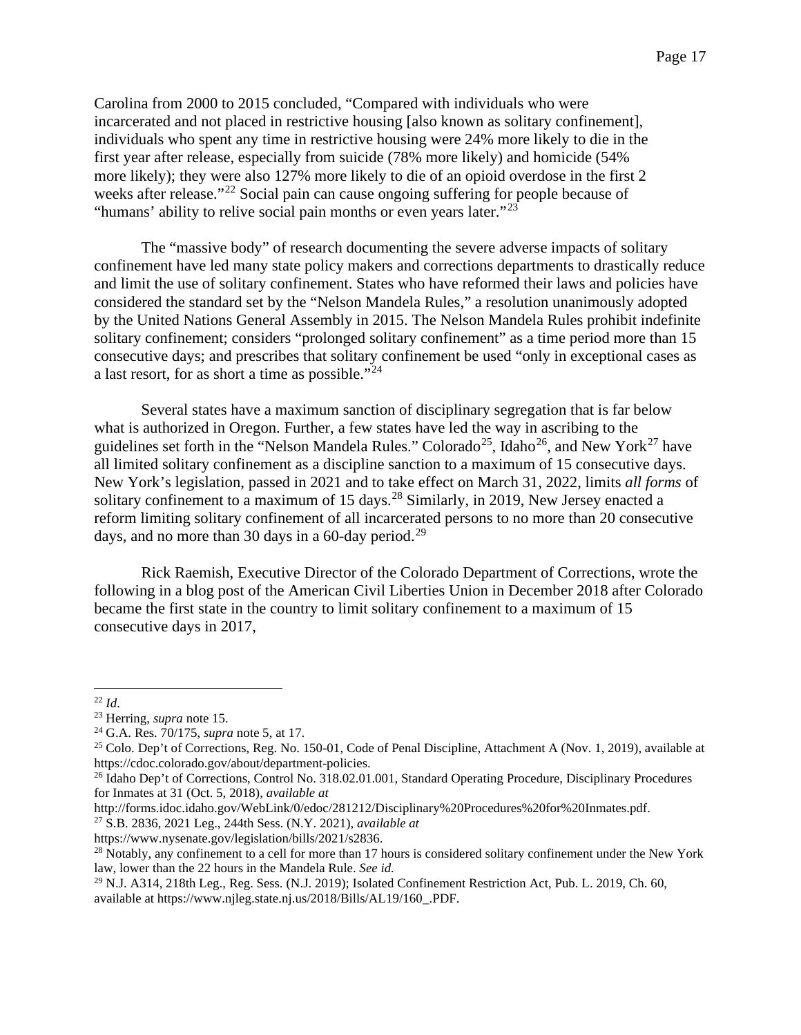Carolina from 2000 to 2015 concluded, "Compared with individuals who were incarcerated and not placed in restrictive housing [also known as solitary confinement], individuals who spent any time in restrictive housing were 24% more likely to die in the first year after release, especially from suicide (78% more likely) and homicide (54% more likely); they were also 127% more likely to die of an opioid overdose in the first 2 weeks after release."[22] Social pain can cause ongoing suffering for people because of "humans' ability to relive social pain months or even years later."[23]

The "massive body" of research documenting the severe adverse impacts of solitary confinement have led many state policy makers and corrections departments to drastically reduce and limit the use of solitary confinement. States who have reformed their laws and policies have considered the standard set by the "Nelson Mandela Rules," a resolution unanimously adopted by the United Nations General Assembly in 2015. The Nelson Mandela Rules prohibit indefinite solitary confinement; considers "prolonged solitary confinement" as a time period more than 15 consecutive days; and prescribes that solitary confinement be used "only in exceptional cases as a last resort, for as short a time as possible."[24]

Several states have a maximum sanction of disciplinary segregation that is far below what is authorized in Oregon. Further, a few states have led the way in ascribing to the guidelines set forth in the "Nelson Mandela Rules." Colorado[25], Idaho[26], and New York[27] have all limited solitary confinement as a discipline sanction to a maximum of 15 consecutive days. New York's legislation, passed in 2021 and to take effect on March 31, 2022, limits *all forms* of solitary confinement to a maximum of 15 days.[28] Similarly, in 2019, New Jersey enacted a reform limiting solitary confinement of all incarcerated persons to no more than 20 consecutive days, and no more than 30 days in a 60-day period.[29]

Rick Raemish, Executive Director of the Colorado Department of Corrections, wrote the following in a blog post of the American Civil Liberties Union in December 2018 after Colorado became the first state in the country to limit solitary confinement to a maximum of 15 consecutive days in 2017,

---

[22] *Id*.

[23] Herring, *supra* note 15.

[24] G.A. Res. 70/175, *supra* note 5, at 17.

[25] Colo. Dep't of Corrections, Reg. No. 150-01, Code of Penal Discipline, Attachment A (Nov. 1, 2019), available at https://cdoc.colorado.gov/about/department-policies.

[26] Idaho Dep't of Corrections, Control No. 318.02.01.001, Standard Operating Procedure, Disciplinary Procedures for Inmates at 31 (Oct. 5, 2018), *available at* http://forms.idoc.idaho.gov/WebLink/0/edoc/281212/Disciplinary%20Procedures%20for%20Inmates.pdf.

[27] S.B. 2836, 2021 Leg., 244th Sess. (N.Y. 2021), *available at* https://www.nysenate.gov/legislation/bills/2021/s2836.

[28] Notably, any confinement to a cell for more than 17 hours is considered solitary confinement under the New York law, lower than the 22 hours in the Mandela Rule. *See id.*

[29] N.J. A314, 218th Leg., Reg. Sess. (N.J. 2019); Isolated Confinement Restriction Act, Pub. L. 2019, Ch. 60, available at https://www.njleg.state.nj.us/2018/Bills/AL19/160_.PDF.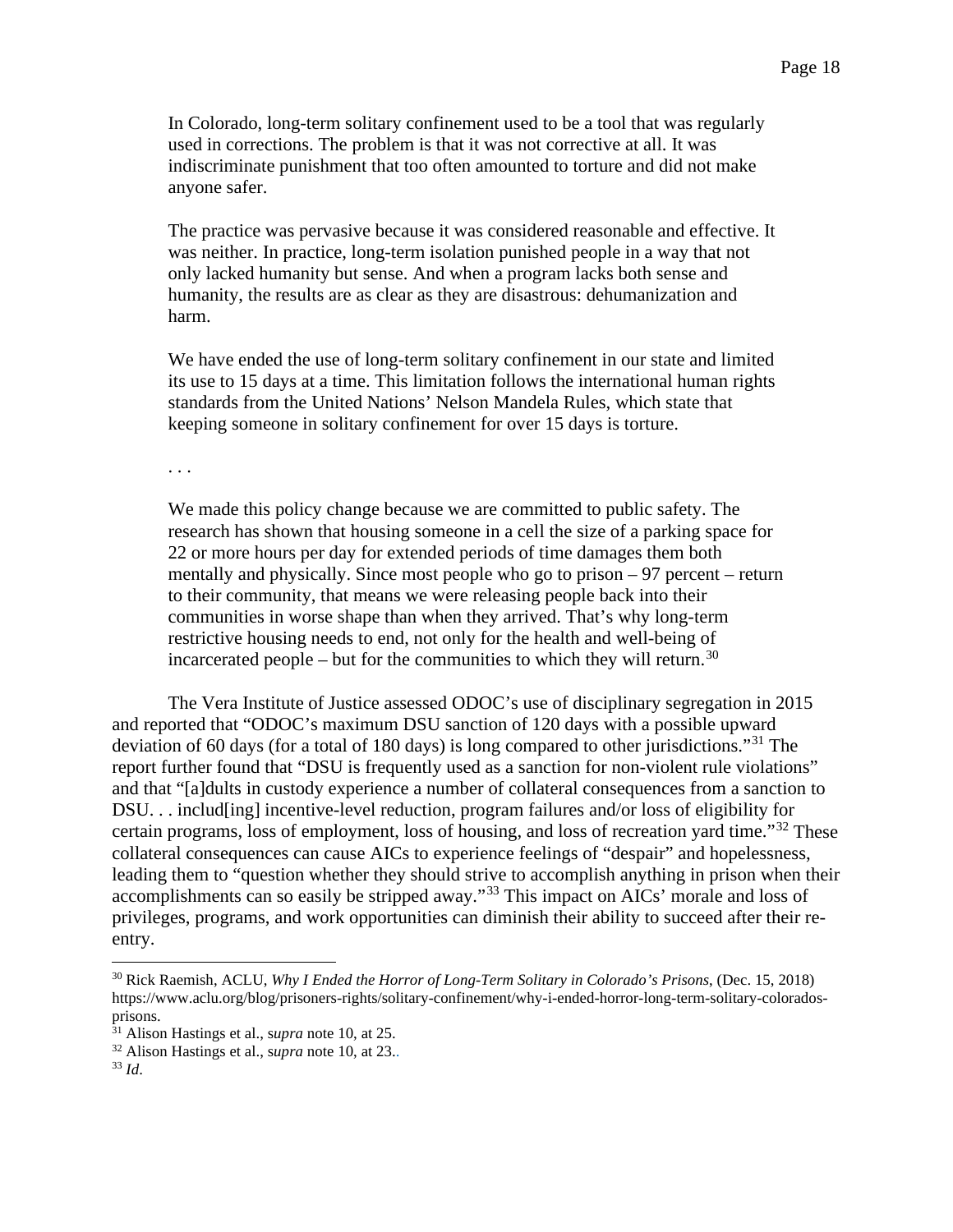> In Colorado, long-term solitary confinement used to be a tool that was regularly used in corrections. The problem is that it was not corrective at all. It was indiscriminate punishment that too often amounted to torture and did not make anyone safer.
>
> The practice was pervasive because it was considered reasonable and effective. It was neither. In practice, long-term isolation punished people in a way that not only lacked humanity but sense. And when a program lacks both sense and humanity, the results are as clear as they are disastrous: dehumanization and harm.
>
> We have ended the use of long-term solitary confinement in our state and limited its use to 15 days at a time. This limitation follows the international human rights standards from the United Nations' Nelson Mandela Rules, which state that keeping someone in solitary confinement for over 15 days is torture.
>
> . . .
>
> We made this policy change because we are committed to public safety. The research has shown that housing someone in a cell the size of a parking space for 22 or more hours per day for extended periods of time damages them both mentally and physically. Since most people who go to prison – 97 percent – return to their community, that means we were releasing people back into their communities in worse shape than when they arrived. That's why long-term restrictive housing needs to end, not only for the health and well-being of incarcerated people – but for the communities to which they will return.[30]

The Vera Institute of Justice assessed ODOC's use of disciplinary segregation in 2015 and reported that "ODOC's maximum DSU sanction of 120 days with a possible upward deviation of 60 days (for a total of 180 days) is long compared to other jurisdictions."[31] The report further found that "DSU is frequently used as a sanction for non-violent rule violations" and that "[a]dults in custody experience a number of collateral consequences from a sanction to DSU. . . includ[ing] incentive-level reduction, program failures and/or loss of eligibility for certain programs, loss of employment, loss of housing, and loss of recreation yard time."[32] These collateral consequences can cause AICs to experience feelings of "despair" and hopelessness, leading them to "question whether they should strive to accomplish anything in prison when their accomplishments can so easily be stripped away."[33] This impact on AICs' morale and loss of privileges, programs, and work opportunities can diminish their ability to succeed after their re-entry.

---

[30] Rick Raemish, ACLU, *Why I Ended the Horror of Long-Term Solitary in Colorado's Prisons*, (Dec. 15, 2018) https://www.aclu.org/blog/prisoners-rights/solitary-confinement/why-i-ended-horror-long-term-solitary-colorados-prisons.

[31] Alison Hastings et al., s*upra* note 10, at 25.

[32] Alison Hastings et al., s*upra* note 10, at 23..

[33] *Id*.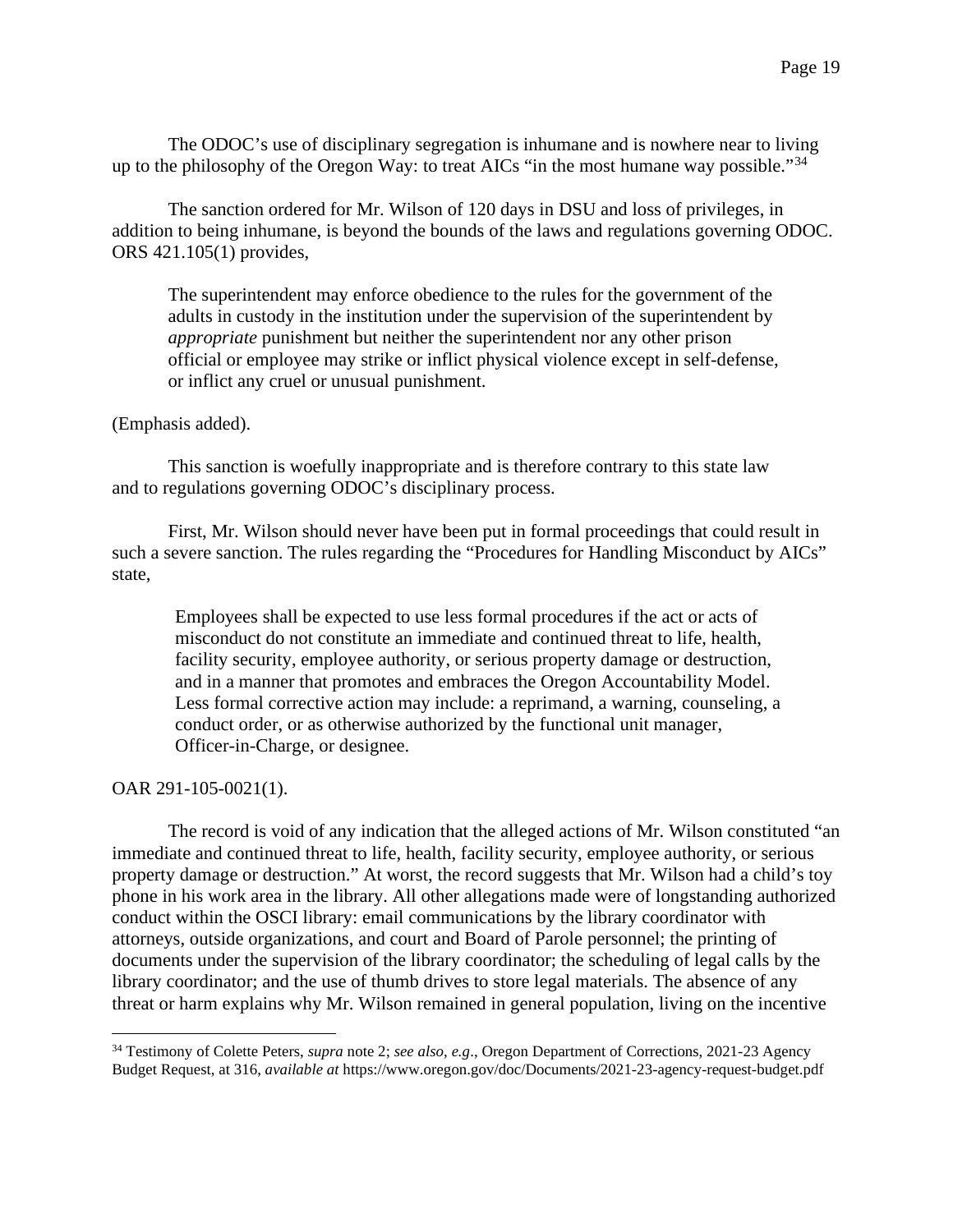The ODOC's use of disciplinary segregation is inhumane and is nowhere near to living up to the philosophy of the Oregon Way: to treat AICs "in the most humane way possible."[34]

The sanction ordered for Mr. Wilson of 120 days in DSU and loss of privileges, in addition to being inhumane, is beyond the bounds of the laws and regulations governing ODOC. ORS 421.105(1) provides,

> The superintendent may enforce obedience to the rules for the government of the adults in custody in the institution under the supervision of the superintendent by *appropriate* punishment but neither the superintendent nor any other prison official or employee may strike or inflict physical violence except in self-defense, or inflict any cruel or unusual punishment.

(Emphasis added).

This sanction is woefully inappropriate and is therefore contrary to this state law and to regulations governing ODOC's disciplinary process.

First, Mr. Wilson should never have been put in formal proceedings that could result in such a severe sanction. The rules regarding the "Procedures for Handling Misconduct by AICs" state,

> Employees shall be expected to use less formal procedures if the act or acts of misconduct do not constitute an immediate and continued threat to life, health, facility security, employee authority, or serious property damage or destruction, and in a manner that promotes and embraces the Oregon Accountability Model. Less formal corrective action may include: a reprimand, a warning, counseling, a conduct order, or as otherwise authorized by the functional unit manager, Officer-in-Charge, or designee.

OAR 291-105-0021(1).

The record is void of any indication that the alleged actions of Mr. Wilson constituted "an immediate and continued threat to life, health, facility security, employee authority, or serious property damage or destruction." At worst, the record suggests that Mr. Wilson had a child's toy phone in his work area in the library. All other allegations made were of longstanding authorized conduct within the OSCI library: email communications by the library coordinator with attorneys, outside organizations, and court and Board of Parole personnel; the printing of documents under the supervision of the library coordinator; the scheduling of legal calls by the library coordinator; and the use of thumb drives to store legal materials. The absence of any threat or harm explains why Mr. Wilson remained in general population, living on the incentive

---

[34] Testimony of Colette Peters, *supra* note 2; *see also, e.g*., Oregon Department of Corrections, 2021-23 Agency Budget Request, at 316, *available at* https://www.oregon.gov/doc/Documents/2021-23-agency-request-budget.pdf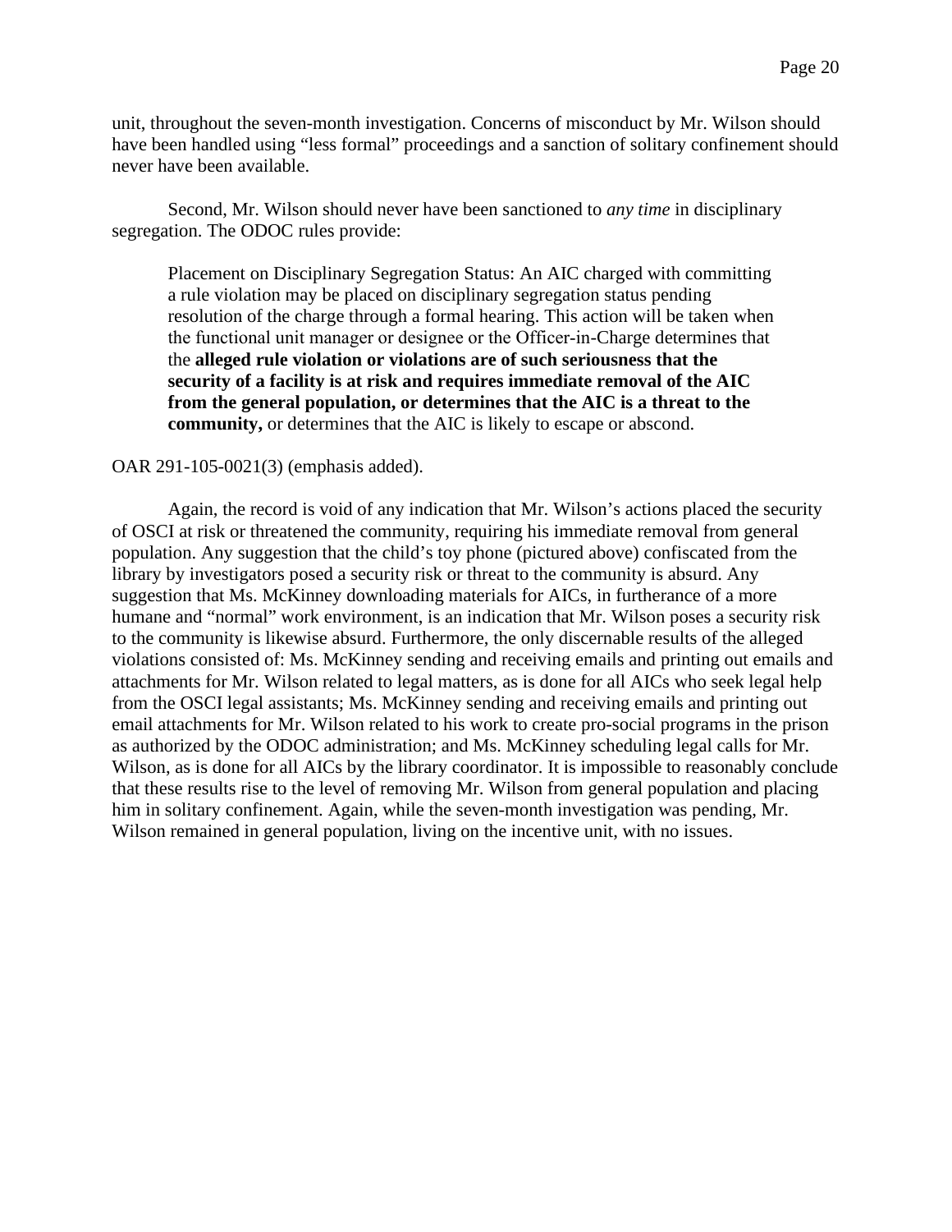unit, throughout the seven-month investigation. Concerns of misconduct by Mr. Wilson should have been handled using "less formal" proceedings and a sanction of solitary confinement should never have been available.

Second, Mr. Wilson should never have been sanctioned to *any time* in disciplinary segregation. The ODOC rules provide:

> Placement on Disciplinary Segregation Status: An AIC charged with committing a rule violation may be placed on disciplinary segregation status pending resolution of the charge through a formal hearing. This action will be taken when the functional unit manager or designee or the Officer-in-Charge determines that the **alleged rule violation or violations are of such seriousness that the security of a facility is at risk and requires immediate removal of the AIC from the general population, or determines that the AIC is a threat to the community,** or determines that the AIC is likely to escape or abscond.

OAR 291-105-0021(3) (emphasis added).

Again, the record is void of any indication that Mr. Wilson's actions placed the security of OSCI at risk or threatened the community, requiring his immediate removal from general population. Any suggestion that the child's toy phone (pictured above) confiscated from the library by investigators posed a security risk or threat to the community is absurd. Any suggestion that Ms. McKinney downloading materials for AICs, in furtherance of a more humane and "normal" work environment, is an indication that Mr. Wilson poses a security risk to the community is likewise absurd. Furthermore, the only discernable results of the alleged violations consisted of: Ms. McKinney sending and receiving emails and printing out emails and attachments for Mr. Wilson related to legal matters, as is done for all AICs who seek legal help from the OSCI legal assistants; Ms. McKinney sending and receiving emails and printing out email attachments for Mr. Wilson related to his work to create pro-social programs in the prison as authorized by the ODOC administration; and Ms. McKinney scheduling legal calls for Mr. Wilson, as is done for all AICs by the library coordinator. It is impossible to reasonably conclude that these results rise to the level of removing Mr. Wilson from general population and placing him in solitary confinement. Again, while the seven-month investigation was pending, Mr. Wilson remained in general population, living on the incentive unit, with no issues.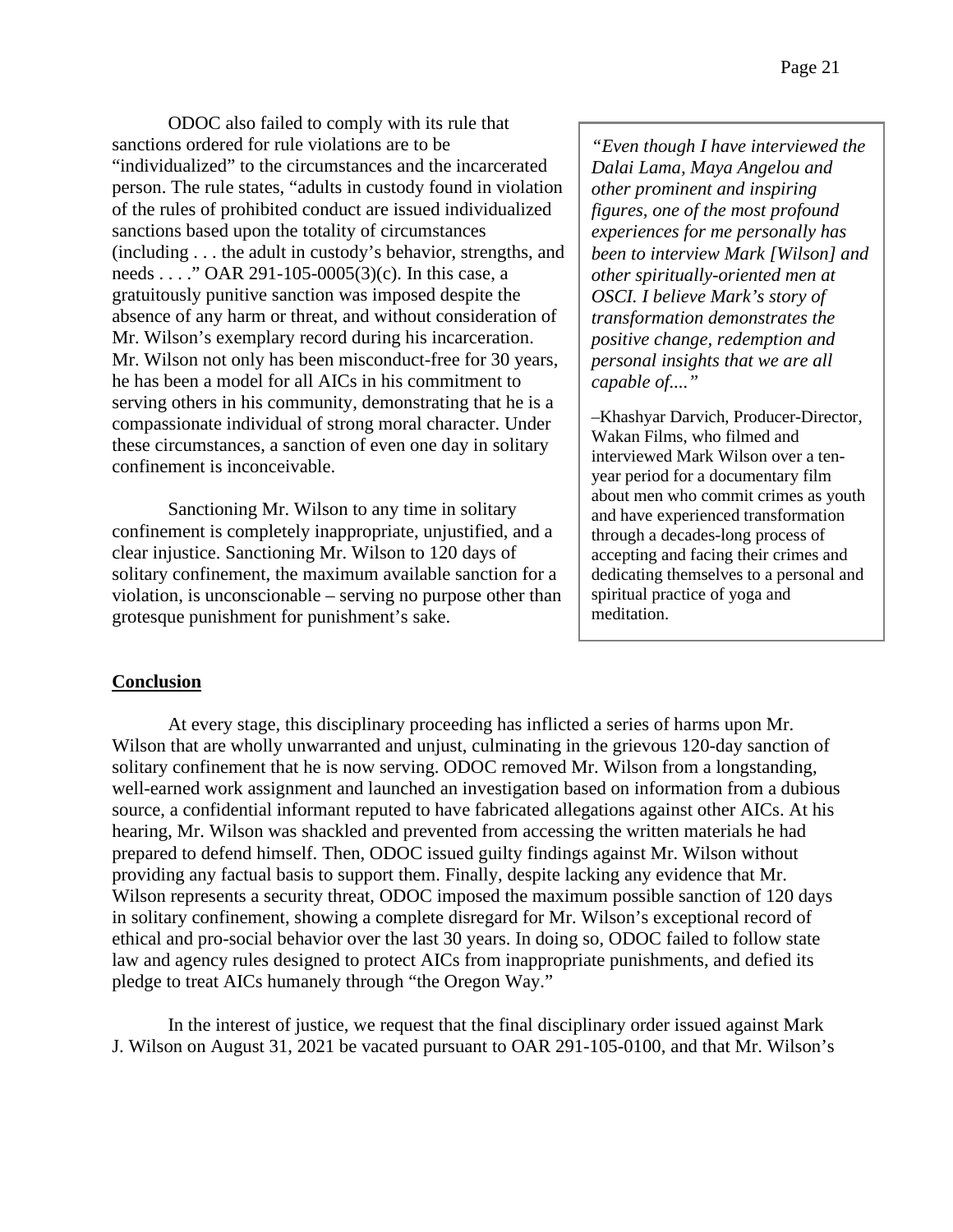ODOC also failed to comply with its rule that sanctions ordered for rule violations are to be "individualized" to the circumstances and the incarcerated person. The rule states, "adults in custody found in violation of the rules of prohibited conduct are issued individualized sanctions based upon the totality of circumstances (including . . . the adult in custody's behavior, strengths, and needs . . . ." OAR 291-105-0005(3)(c). In this case, a gratuitously punitive sanction was imposed despite the absence of any harm or threat, and without consideration of Mr. Wilson's exemplary record during his incarceration. Mr. Wilson not only has been misconduct-free for 30 years, he has been a model for all AICs in his commitment to serving others in his community, demonstrating that he is a compassionate individual of strong moral character. Under these circumstances, a sanction of even one day in solitary confinement is inconceivable.

Sanctioning Mr. Wilson to any time in solitary confinement is completely inappropriate, unjustified, and a clear injustice. Sanctioning Mr. Wilson to 120 days of solitary confinement, the maximum available sanction for a violation, is unconscionable – serving no purpose other than grotesque punishment for punishment's sake.

> *"Even though I have interviewed the Dalai Lama, Maya Angelou and other prominent and inspiring figures, one of the most profound experiences for me personally has been to interview Mark [Wilson] and other spiritually-oriented men at OSCI. I believe Mark's story of transformation demonstrates the positive change, redemption and personal insights that we are all capable of...."*
>
> –Khashyar Darvich, Producer-Director, Wakan Films, who filmed and interviewed Mark Wilson over a ten-year period for a documentary film about men who commit crimes as youth and have experienced transformation through a decades-long process of accepting and facing their crimes and dedicating themselves to a personal and spiritual practice of yoga and meditation.

**<u>Conclusion</u>**

At every stage, this disciplinary proceeding has inflicted a series of harms upon Mr. Wilson that are wholly unwarranted and unjust, culminating in the grievous 120-day sanction of solitary confinement that he is now serving. ODOC removed Mr. Wilson from a longstanding, well-earned work assignment and launched an investigation based on information from a dubious source, a confidential informant reputed to have fabricated allegations against other AICs. At his hearing, Mr. Wilson was shackled and prevented from accessing the written materials he had prepared to defend himself. Then, ODOC issued guilty findings against Mr. Wilson without providing any factual basis to support them. Finally, despite lacking any evidence that Mr. Wilson represents a security threat, ODOC imposed the maximum possible sanction of 120 days in solitary confinement, showing a complete disregard for Mr. Wilson's exceptional record of ethical and pro-social behavior over the last 30 years. In doing so, ODOC failed to follow state law and agency rules designed to protect AICs from inappropriate punishments, and defied its pledge to treat AICs humanely through "the Oregon Way."

In the interest of justice, we request that the final disciplinary order issued against Mark J. Wilson on August 31, 2021 be vacated pursuant to OAR 291-105-0100, and that Mr. Wilson's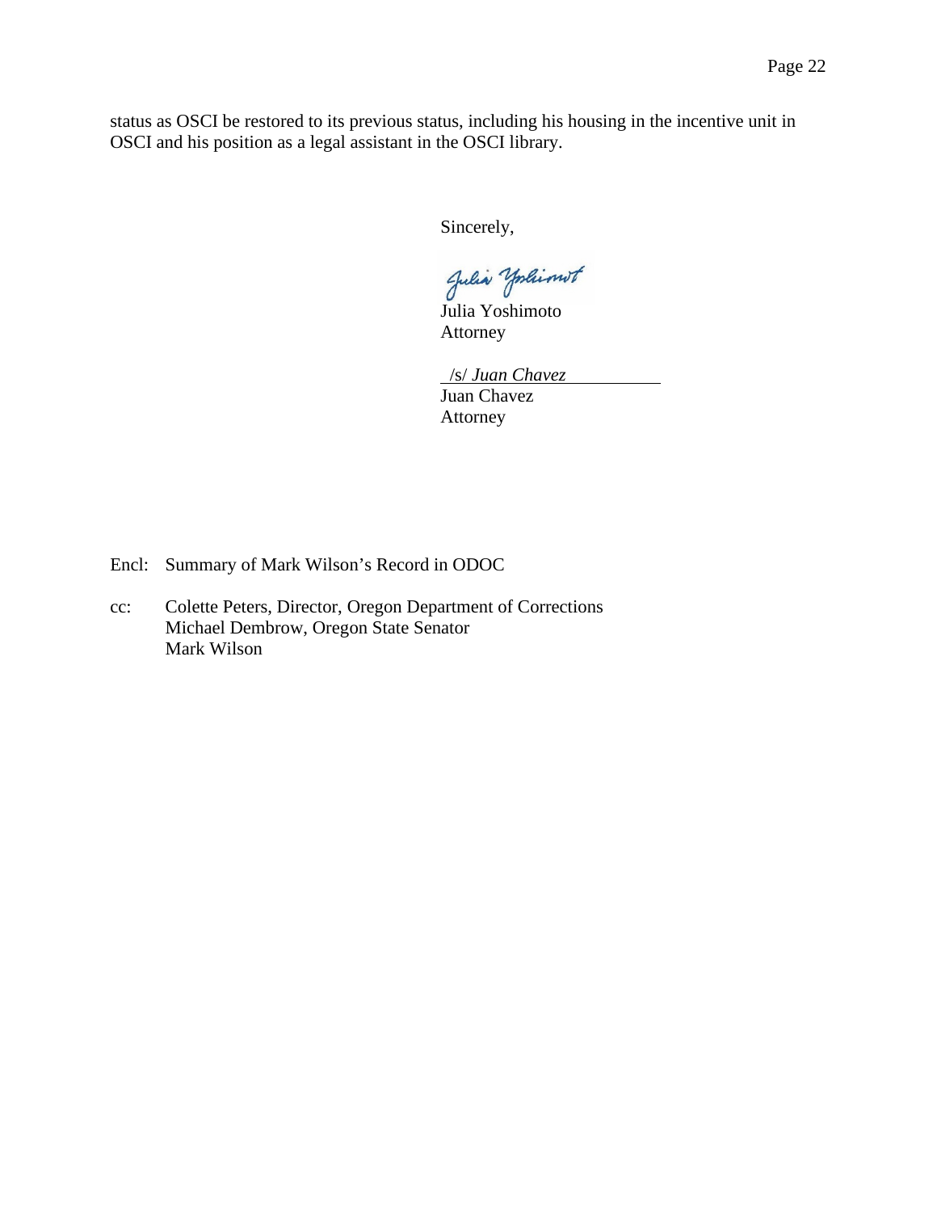status as OSCI be restored to its previous status, including his housing in the incentive unit in OSCI and his position as a legal assistant in the OSCI library.

Sincerely,

Julia Yoshimoto
Attorney

/s/ *Juan Chavez*
Juan Chavez
Attorney

Encl: Summary of Mark Wilson's Record in ODOC

cc: Colette Peters, Director, Oregon Department of Corrections
Michael Dembrow, Oregon State Senator
Mark Wilson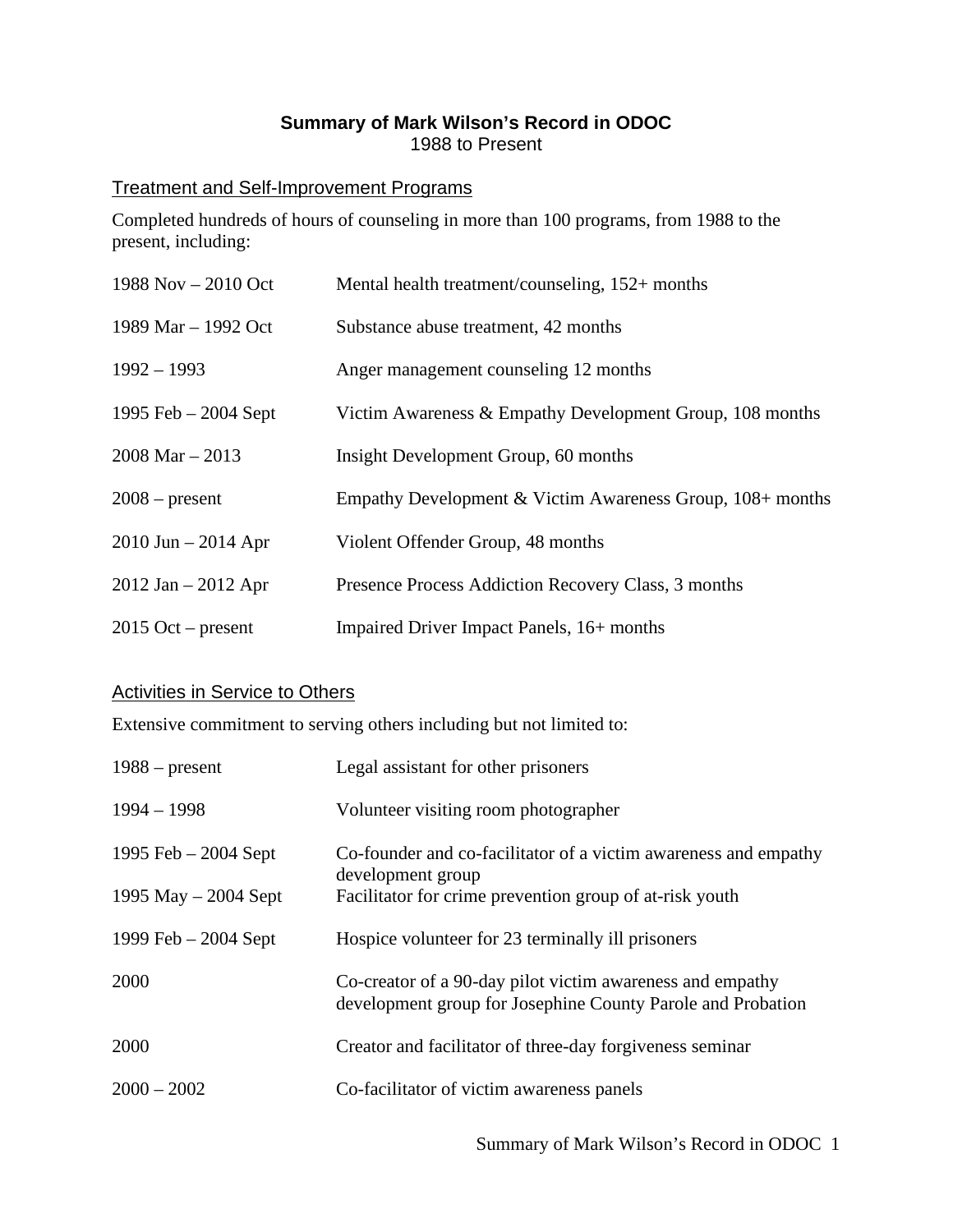# Summary of Mark Wilson's Record in ODOC

1988 to Present

## Treatment and Self-Improvement Programs

Completed hundreds of hours of counseling in more than 100 programs, from 1988 to the present, including:

| | |
|---|---|
| 1988 Nov – 2010 Oct | Mental health treatment/counseling, 152+ months |
| 1989 Mar – 1992 Oct | Substance abuse treatment, 42 months |
| 1992 – 1993 | Anger management counseling 12 months |
| 1995 Feb – 2004 Sept | Victim Awareness & Empathy Development Group, 108 months |
| 2008 Mar – 2013 | Insight Development Group, 60 months |
| 2008 – present | Empathy Development & Victim Awareness Group, 108+ months |
| 2010 Jun – 2014 Apr | Violent Offender Group, 48 months |
| 2012 Jan – 2012 Apr | Presence Process Addiction Recovery Class, 3 months |
| 2015 Oct – present | Impaired Driver Impact Panels, 16+ months |

## Activities in Service to Others

Extensive commitment to serving others including but not limited to:

| | |
|---|---|
| 1988 – present | Legal assistant for other prisoners |
| 1994 – 1998 | Volunteer visiting room photographer |
| 1995 Feb – 2004 Sept | Co-founder and co-facilitator of a victim awareness and empathy development group |
| 1995 May – 2004 Sept | Facilitator for crime prevention group of at-risk youth |
| 1999 Feb – 2004 Sept | Hospice volunteer for 23 terminally ill prisoners |
| 2000 | Co-creator of a 90-day pilot victim awareness and empathy development group for Josephine County Parole and Probation |
| 2000 | Creator and facilitator of three-day forgiveness seminar |
| 2000 – 2002 | Co-facilitator of victim awareness panels |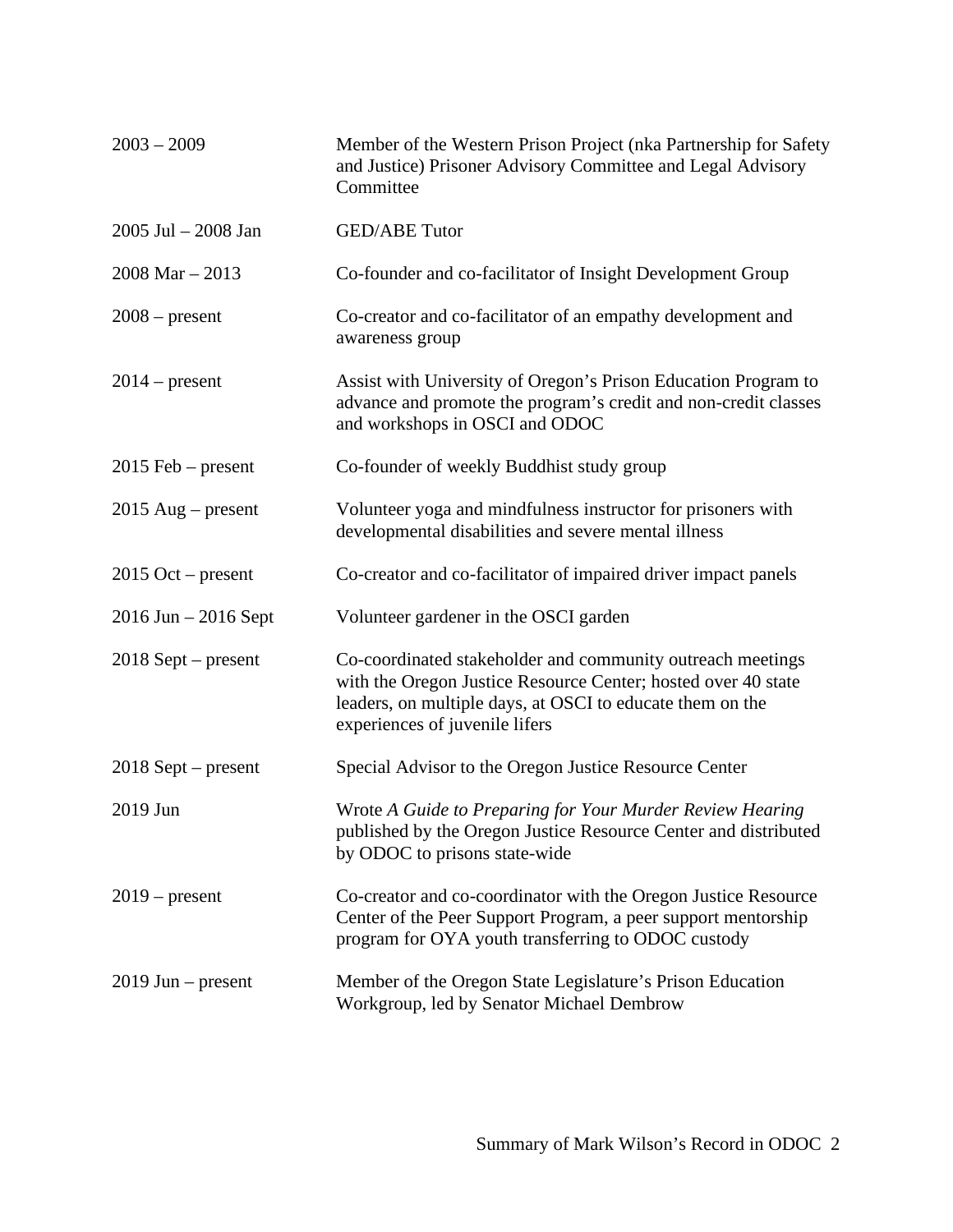| | |
|---|---|
| 2003 – 2009 | Member of the Western Prison Project (nka Partnership for Safety and Justice) Prisoner Advisory Committee and Legal Advisory Committee |
| 2005 Jul – 2008 Jan | GED/ABE Tutor |
| 2008 Mar – 2013 | Co-founder and co-facilitator of Insight Development Group |
| 2008 – present | Co-creator and co-facilitator of an empathy development and awareness group |
| 2014 – present | Assist with University of Oregon's Prison Education Program to advance and promote the program's credit and non-credit classes and workshops in OSCI and ODOC |
| 2015 Feb – present | Co-founder of weekly Buddhist study group |
| 2015 Aug – present | Volunteer yoga and mindfulness instructor for prisoners with developmental disabilities and severe mental illness |
| 2015 Oct – present | Co-creator and co-facilitator of impaired driver impact panels |
| 2016 Jun – 2016 Sept | Volunteer gardener in the OSCI garden |
| 2018 Sept – present | Co-coordinated stakeholder and community outreach meetings with the Oregon Justice Resource Center; hosted over 40 state leaders, on multiple days, at OSCI to educate them on the experiences of juvenile lifers |
| 2018 Sept – present | Special Advisor to the Oregon Justice Resource Center |
| 2019 Jun | Wrote *A Guide to Preparing for Your Murder Review Hearing* published by the Oregon Justice Resource Center and distributed by ODOC to prisons state-wide |
| 2019 – present | Co-creator and co-coordinator with the Oregon Justice Resource Center of the Peer Support Program, a peer support mentorship program for OYA youth transferring to ODOC custody |
| 2019 Jun – present | Member of the Oregon State Legislature's Prison Education Workgroup, led by Senator Michael Dembrow |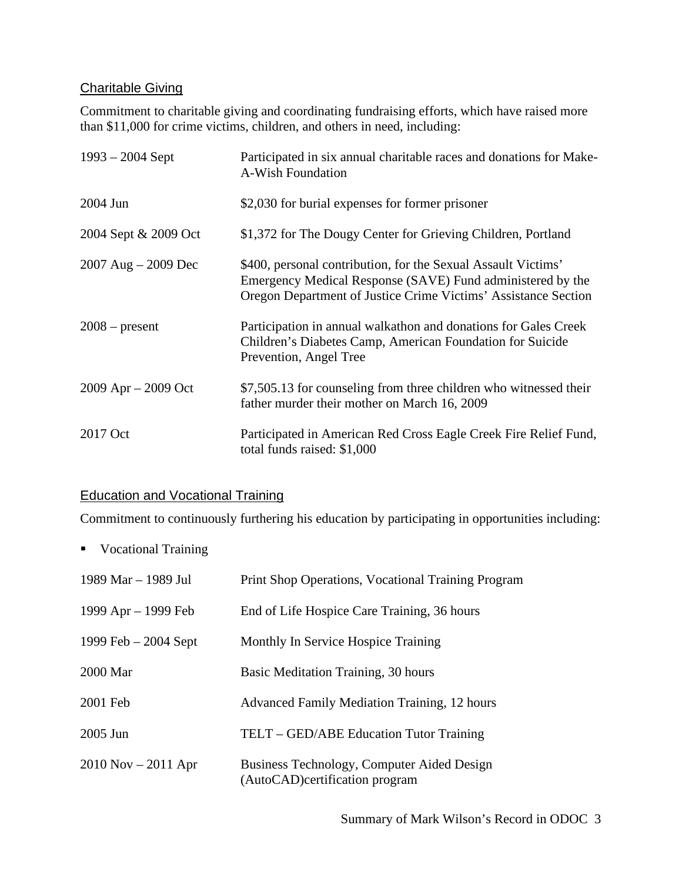## Charitable Giving

Commitment to charitable giving and coordinating fundraising efforts, which have raised more than $11,000 for crime victims, children, and others in need, including:

| | |
|---|---|
| 1993 – 2004 Sept | Participated in six annual charitable races and donations for Make-A-Wish Foundation |
| 2004 Jun | $2,030 for burial expenses for former prisoner |
| 2004 Sept & 2009 Oct | $1,372 for The Dougy Center for Grieving Children, Portland |
| 2007 Aug – 2009 Dec | $400, personal contribution, for the Sexual Assault Victims' Emergency Medical Response (SAVE) Fund administered by the Oregon Department of Justice Crime Victims' Assistance Section |
| 2008 – present | Participation in annual walkathon and donations for Gales Creek Children's Diabetes Camp, American Foundation for Suicide Prevention, Angel Tree |
| 2009 Apr – 2009 Oct | $7,505.13 for counseling from three children who witnessed their father murder their mother on March 16, 2009 |
| 2017 Oct | Participated in American Red Cross Eagle Creek Fire Relief Fund, total funds raised: $1,000 |

## Education and Vocational Training

Commitment to continuously furthering his education by participating in opportunities including:

- Vocational Training

| | |
|---|---|
| 1989 Mar – 1989 Jul | Print Shop Operations, Vocational Training Program |
| 1999 Apr – 1999 Feb | End of Life Hospice Care Training, 36 hours |
| 1999 Feb – 2004 Sept | Monthly In Service Hospice Training |
| 2000 Mar | Basic Meditation Training, 30 hours |
| 2001 Feb | Advanced Family Mediation Training, 12 hours |
| 2005 Jun | TELT – GED/ABE Education Tutor Training |
| 2010 Nov – 2011 Apr | Business Technology, Computer Aided Design (AutoCAD)certification program |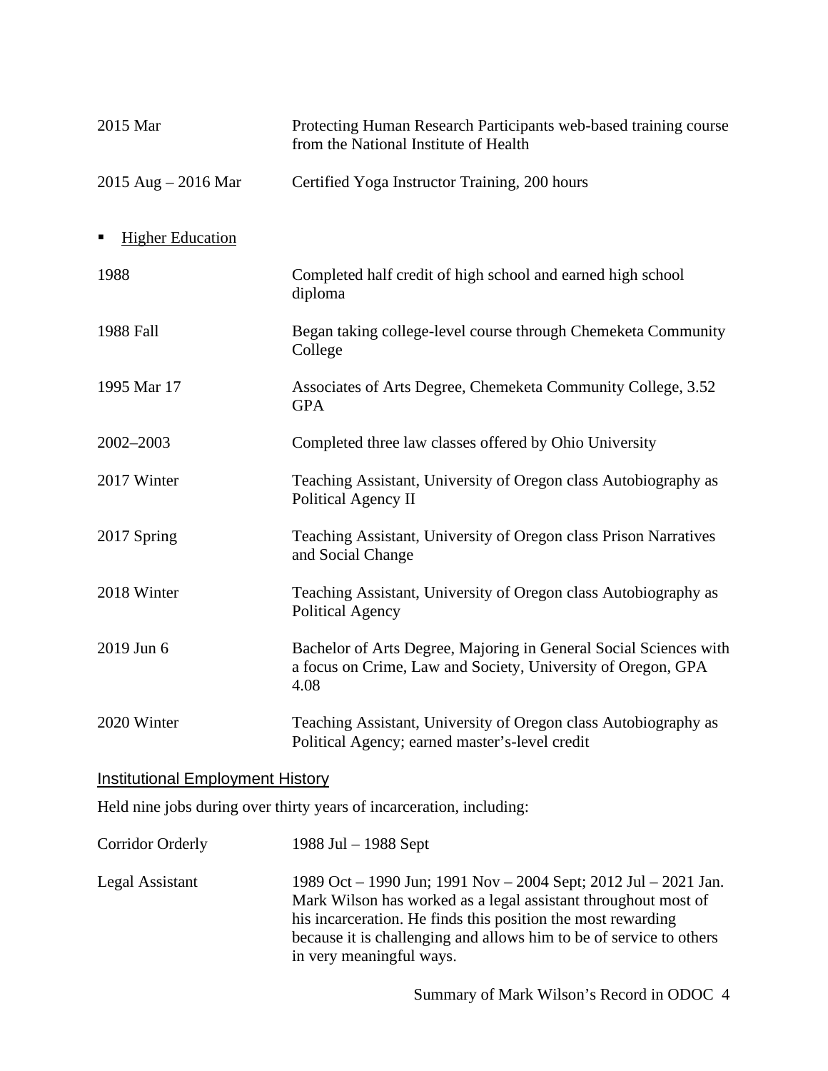| | |
|---|---|
| 2015 Mar | Protecting Human Research Participants web-based training course from the National Institute of Health |
| 2015 Aug – 2016 Mar | Certified Yoga Instructor Training, 200 hours |

- Higher Education

| | |
|---|---|
| 1988 | Completed half credit of high school and earned high school diploma |
| 1988 Fall | Began taking college-level course through Chemeketa Community College |
| 1995 Mar 17 | Associates of Arts Degree, Chemeketa Community College, 3.52 GPA |
| 2002–2003 | Completed three law classes offered by Ohio University |
| 2017 Winter | Teaching Assistant, University of Oregon class Autobiography as Political Agency II |
| 2017 Spring | Teaching Assistant, University of Oregon class Prison Narratives and Social Change |
| 2018 Winter | Teaching Assistant, University of Oregon class Autobiography as Political Agency |
| 2019 Jun 6 | Bachelor of Arts Degree, Majoring in General Social Sciences with a focus on Crime, Law and Society, University of Oregon, GPA 4.08 |
| 2020 Winter | Teaching Assistant, University of Oregon class Autobiography as Political Agency; earned master's-level credit |

## Institutional Employment History

Held nine jobs during over thirty years of incarceration, including:

| | |
|---|---|
| Corridor Orderly | 1988 Jul – 1988 Sept |
| Legal Assistant | 1989 Oct – 1990 Jun; 1991 Nov – 2004 Sept; 2012 Jul – 2021 Jan. Mark Wilson has worked as a legal assistant throughout most of his incarceration. He finds this position the most rewarding because it is challenging and allows him to be of service to others in very meaningful ways. |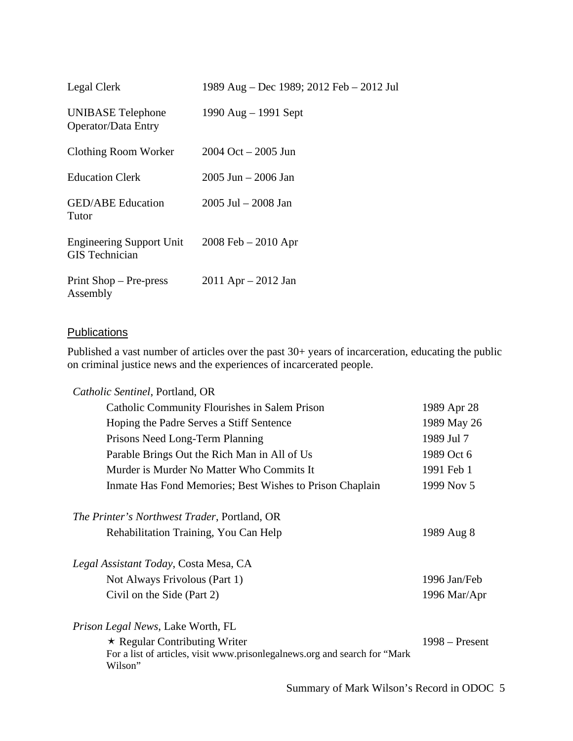| | |
|---|---|
| Legal Clerk | 1989 Aug – Dec 1989; 2012 Feb – 2012 Jul |
| UNIBASE Telephone Operator/Data Entry | 1990 Aug – 1991 Sept |
| Clothing Room Worker | 2004 Oct – 2005 Jun |
| Education Clerk | 2005 Jun – 2006 Jan |
| GED/ABE Education Tutor | 2005 Jul – 2008 Jan |
| Engineering Support Unit GIS Technician | 2008 Feb – 2010 Apr |
| Print Shop – Pre-press Assembly | 2011 Apr – 2012 Jan |

## Publications

Published a vast number of articles over the past 30+ years of incarceration, educating the public on criminal justice news and the experiences of incarcerated people.

*Catholic Sentinel*, Portland, OR

| | |
|---|---|
| Catholic Community Flourishes in Salem Prison | 1989 Apr 28 |
| Hoping the Padre Serves a Stiff Sentence | 1989 May 26 |
| Prisons Need Long-Term Planning | 1989 Jul 7 |
| Parable Brings Out the Rich Man in All of Us | 1989 Oct 6 |
| Murder is Murder No Matter Who Commits It | 1991 Feb 1 |
| Inmate Has Fond Memories; Best Wishes to Prison Chaplain | 1999 Nov 5 |

*The Printer's Northwest Trader*, Portland, OR

| | |
|---|---|
| Rehabilitation Training, You Can Help | 1989 Aug 8 |

*Legal Assistant Today*, Costa Mesa, CA

| | |
|---|---|
| Not Always Frivolous (Part 1) | 1996 Jan/Feb |
| Civil on the Side (Part 2) | 1996 Mar/Apr |

*Prison Legal News*, Lake Worth, FL

| | |
|---|---|
| ⋆ Regular Contributing Writer<br>For a list of articles, visit www.prisonlegalnews.org and search for "Mark Wilson" | 1998 – Present |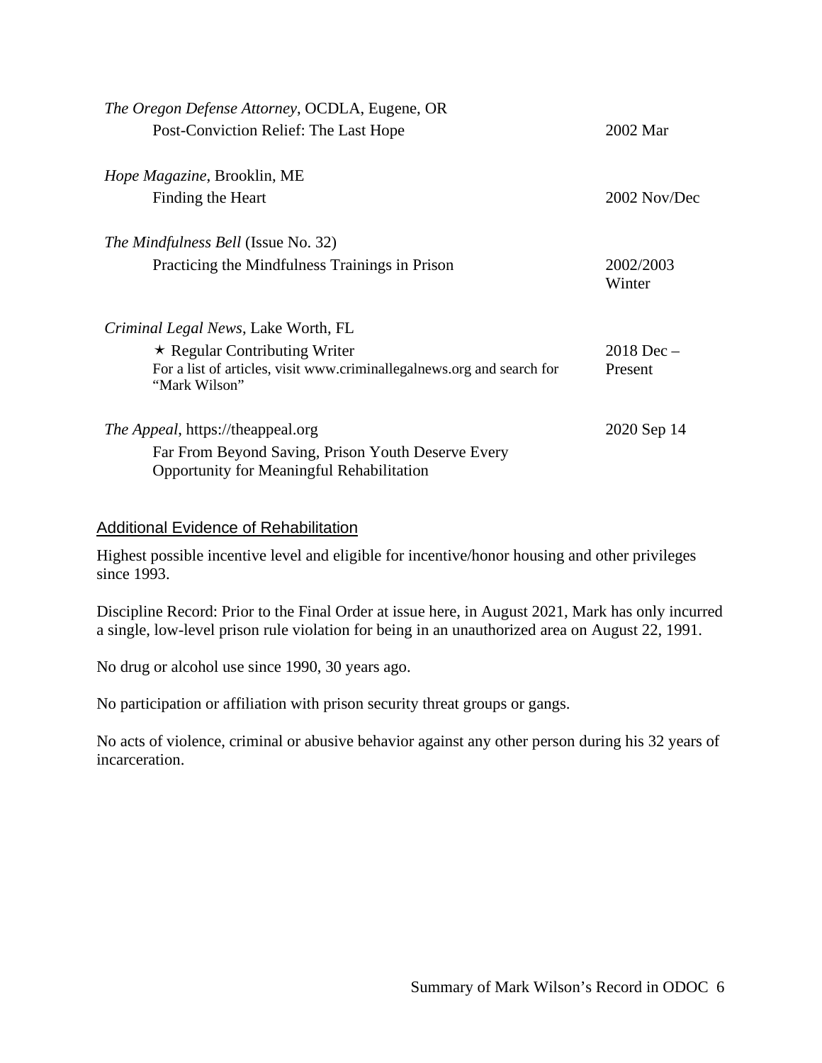*The Oregon Defense Attorney*, OCDLA, Eugene, OR

Post-Conviction Relief: The Last Hope — 2002 Mar

*Hope Magazine*, Brooklin, ME

Finding the Heart — 2002 Nov/Dec

*The Mindfulness Bell* (Issue No. 32)

Practicing the Mindfulness Trainings in Prison — 2002/2003 Winter

*Criminal Legal News*, Lake Worth, FL

⋆ Regular Contributing Writer — 2018 Dec – Present

For a list of articles, visit www.criminallegalnews.org and search for "Mark Wilson"

*The Appeal*, https://theappeal.org — 2020 Sep 14

Far From Beyond Saving, Prison Youth Deserve Every Opportunity for Meaningful Rehabilitation

## Additional Evidence of Rehabilitation

Highest possible incentive level and eligible for incentive/honor housing and other privileges since 1993.

Discipline Record: Prior to the Final Order at issue here, in August 2021, Mark has only incurred a single, low-level prison rule violation for being in an unauthorized area on August 22, 1991.

No drug or alcohol use since 1990, 30 years ago.

No participation or affiliation with prison security threat groups or gangs.

No acts of violence, criminal or abusive behavior against any other person during his 32 years of incarceration.